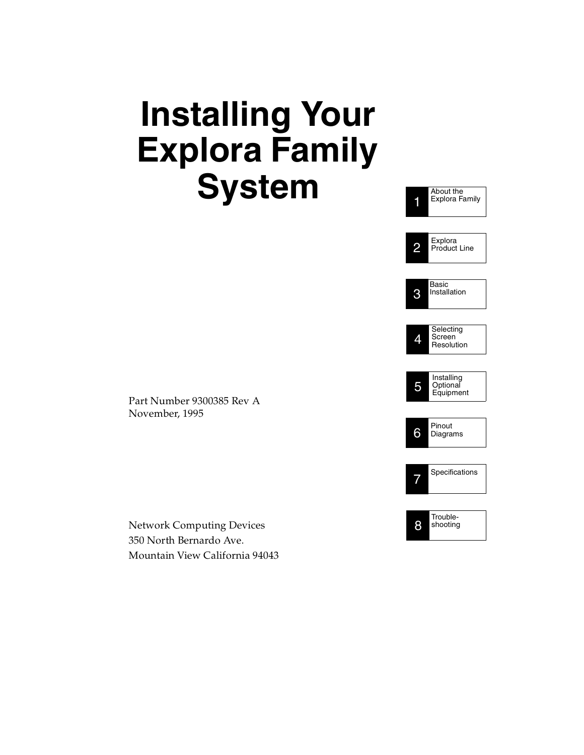# Installing Your Explora Family System

Part Number 9300385 Rev A
November, 1995

Network Computing Devices
350 North Bernardo Ave.
Mountain View California 94043

1. About the Explora Family
2. Explora Product Line
3. Basic Installation
4. Selecting Screen Resolution
5. Installing Optional Equipment
6. Pinout Diagrams
7. Specifications
8. Trouble-shooting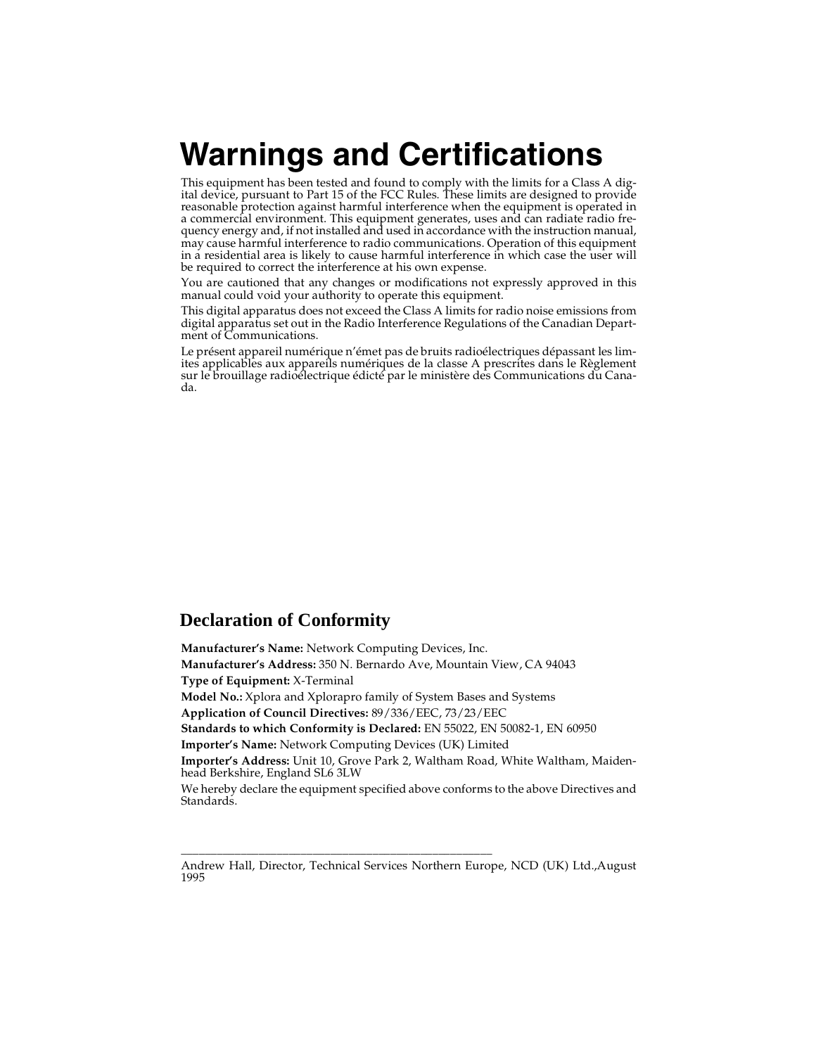# Warnings and Certifications

This equipment has been tested and found to comply with the limits for a Class A digital device, pursuant to Part 15 of the FCC Rules. These limits are designed to provide reasonable protection against harmful interference when the equipment is operated in a commercial environment. This equipment generates, uses and can radiate radio frequency energy and, if not installed and used in accordance with the instruction manual, may cause harmful interference to radio communications. Operation of this equipment in a residential area is likely to cause harmful interference in which case the user will be required to correct the interference at his own expense.

You are cautioned that any changes or modifications not expressly approved in this manual could void your authority to operate this equipment.

This digital apparatus does not exceed the Class A limits for radio noise emissions from digital apparatus set out in the Radio Interference Regulations of the Canadian Department of Communications.

Le présent appareil numérique n'émet pas de bruits radioélectriques dépassant les limites applicables aux appareils numériques de la classe A prescrites dans le Règlement sur le brouillage radioélectrique édicté par le ministère des Communications du Canada.

## Declaration of Conformity

**Manufacturer's Name:** Network Computing Devices, Inc.

**Manufacturer's Address:** 350 N. Bernardo Ave, Mountain View, CA 94043

**Type of Equipment:** X-Terminal

**Model No.:** Xplora and Xplorapro family of System Bases and Systems

**Application of Council Directives:** 89/336/EEC, 73/23/EEC

**Standards to which Conformity is Declared:** EN 55022, EN 50082-1, EN 60950

**Importer's Name:** Network Computing Devices (UK) Limited

**Importer's Address:** Unit 10, Grove Park 2, Waltham Road, White Waltham, Maidenhead Berkshire, England SL6 3LW

We hereby declare the equipment specified above conforms to the above Directives and Standards.

\_\_\_\_\_\_\_\_\_\_\_\_\_\_\_\_\_\_\_\_\_\_\_\_\_\_\_\_\_\_\_\_\_\_\_\_\_\_\_\_\_\_\_\_\_\_\_\_

Andrew Hall, Director, Technical Services Northern Europe, NCD (UK) Ltd.,August 1995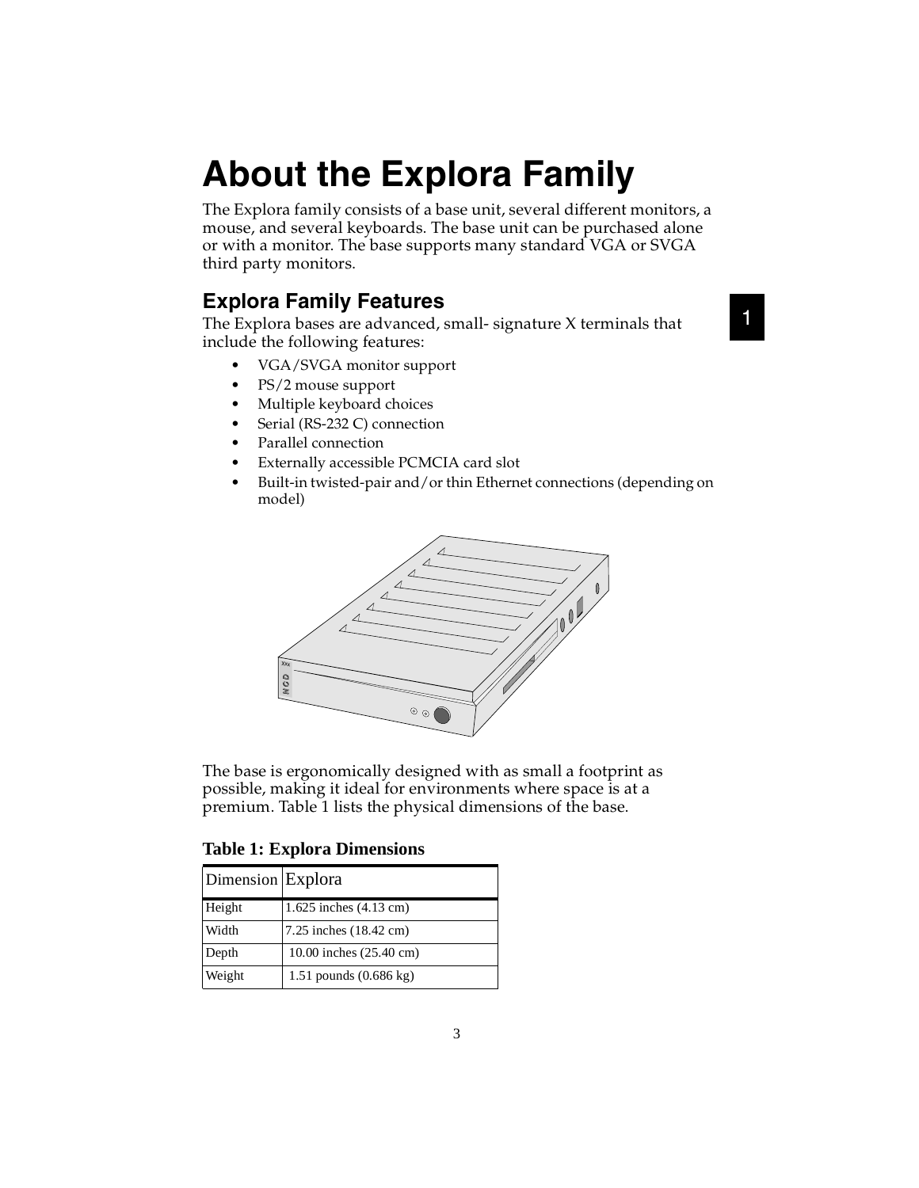# About the Explora Family

The Explora family consists of a base unit, several different monitors, a mouse, and several keyboards. The base unit can be purchased alone or with a monitor. The base supports many standard VGA or SVGA third party monitors.

## Explora Family Features

The Explora bases are advanced, small- signature X terminals that include the following features:

- VGA/SVGA monitor support
- PS/2 mouse support
- Multiple keyboard choices
- Serial (RS-232 C) connection
- Parallel connection
- Externally accessible PCMCIA card slot
- Built-in twisted-pair and/or thin Ethernet connections (depending on model)

The base is ergonomically designed with as small a footprint as possible, making it ideal for environments where space is at a premium. Table 1 lists the physical dimensions of the base.

**Table 1: Explora Dimensions**

| Dimension | Explora |
|---|---|
| Height | 1.625 inches (4.13 cm) |
| Width | 7.25 inches (18.42 cm) |
| Depth | 10.00 inches (25.40 cm) |
| Weight | 1.51 pounds (0.686 kg) |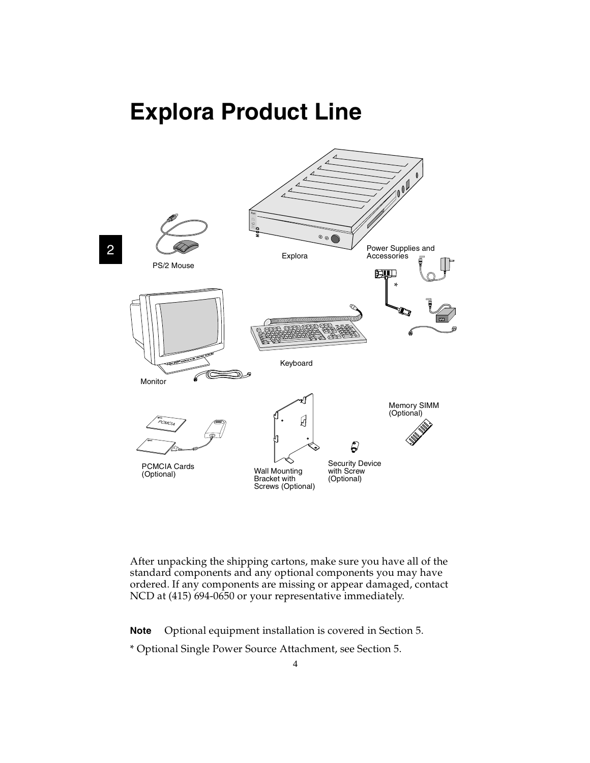# Explora Product Line

PS/2 Mouse

Explora

Power Supplies and Accessories

Monitor

Keyboard

PCMCIA Cards (Optional)

Wall Mounting Bracket with Screws (Optional)

Security Device with Screw (Optional)

Memory SIMM (Optional)

After unpacking the shipping cartons, make sure you have all of the standard components and any optional components you may have ordered. If any components are missing or appear damaged, contact NCD at (415) 694-0650 or your representative immediately.

**Note** Optional equipment installation is covered in Section 5.

* Optional Single Power Source Attachment, see Section 5.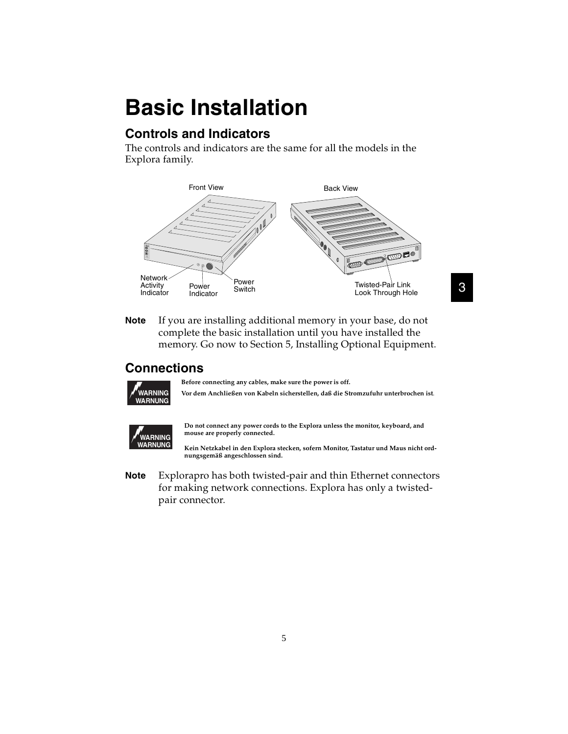# Basic Installation

## Controls and Indicators

The controls and indicators are the same for all the models in the Explora family.

Front View

Back View

Network Activity Indicator

Power Indicator

Power Switch

Twisted-Pair Link Look Through Hole

**Note** If you are installing additional memory in your base, do not complete the basic installation until you have installed the memory. Go now to Section 5, Installing Optional Equipment.

## Connections

WARNING
WARNUNG

**Before connecting any cables, make sure the power is off.**

**Vor dem Anchließen von Kabeln sicherstellen, daß die Stromzufuhr unterbrochen ist.**

WARNING
WARNUNG

**Do not connect any power cords to the Explora unless the monitor, keyboard, and mouse are properly connected.**

**Kein Netzkabel in den Explora stecken, sofern Monitor, Tastatur und Maus nicht ordnungsgemäß angeschlossen sind.**

**Note** Explorapro has both twisted-pair and thin Ethernet connectors for making network connections. Explora has only a twisted-pair connector.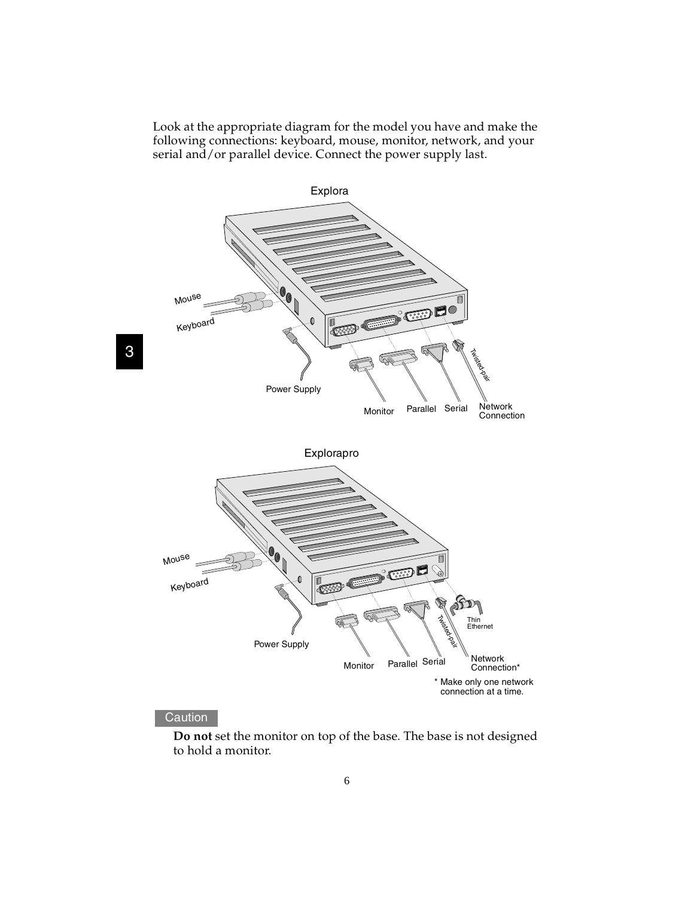Look at the appropriate diagram for the model you have and make the following connections: keyboard, mouse, monitor, network, and your serial and/or parallel device. Connect the power supply last.

Explora

Mouse

Keyboard

Power Supply

Monitor Parallel Serial Network Connection

Twisted-pair

Explorapro

Mouse

Keyboard

Power Supply

Monitor Parallel Serial Network Connection*

Twisted-pair

Thin Ethernet

* Make only one network connection at a time.

Caution

**Do not** set the monitor on top of the base. The base is not designed to hold a monitor.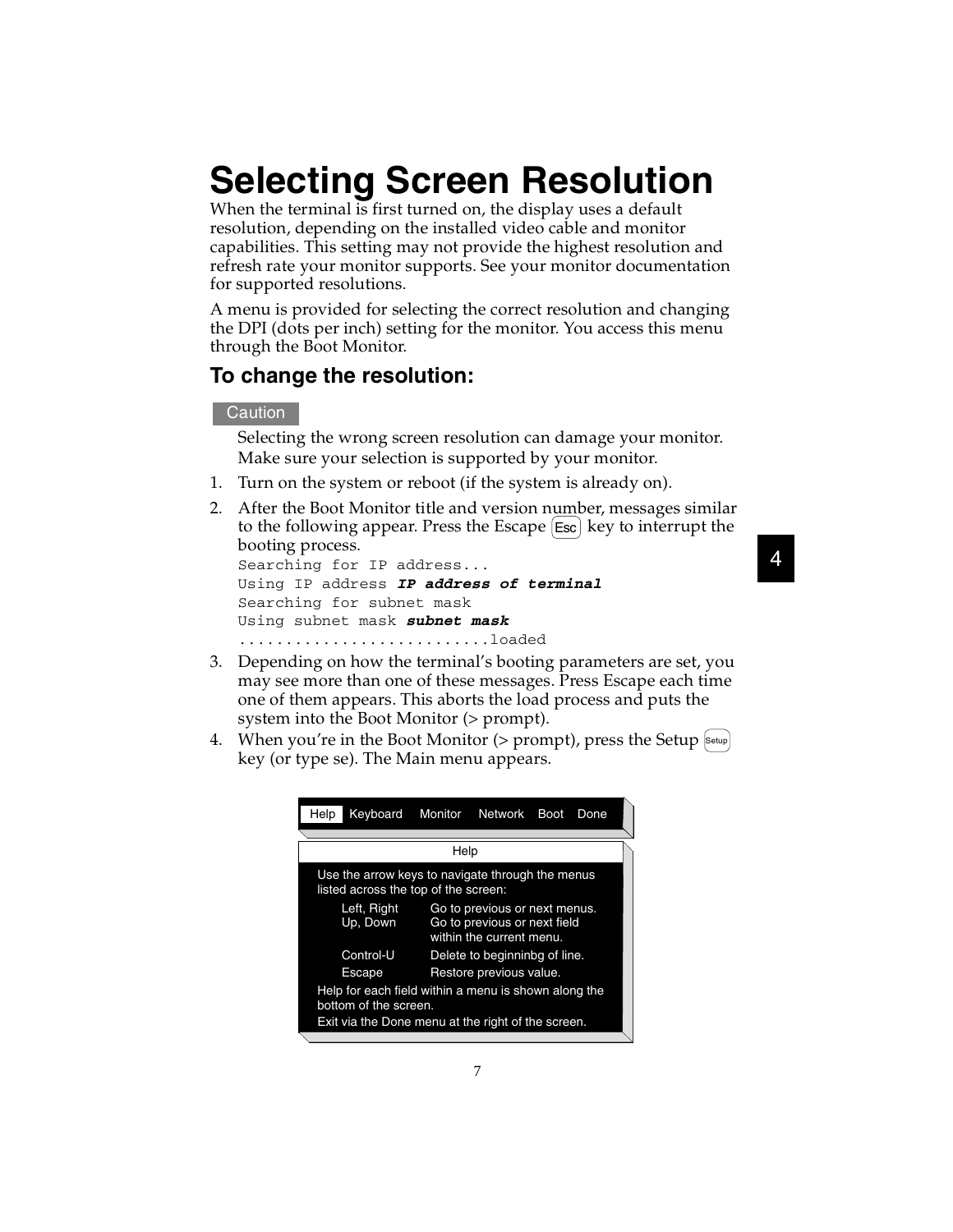# Selecting Screen Resolution

When the terminal is first turned on, the display uses a default resolution, depending on the installed video cable and monitor capabilities. This setting may not provide the highest resolution and refresh rate your monitor supports. See your monitor documentation for supported resolutions.

A menu is provided for selecting the correct resolution and changing the DPI (dots per inch) setting for the monitor. You access this menu through the Boot Monitor.

## To change the resolution:

**Caution**

Selecting the wrong screen resolution can damage your monitor. Make sure your selection is supported by your monitor.

1. Turn on the system or reboot (if the system is already on).
2. After the Boot Monitor title and version number, messages similar to the following appear. Press the Escape (Esc) key to interrupt the booting process.

   ```
   Searching for IP address...
   Using IP address IP address of terminal
   Searching for subnet mask
   Using subnet mask subnet mask
   ...........................loaded
   ```

3. Depending on how the terminal's booting parameters are set, you may see more than one of these messages. Press Escape each time one of them appears. This aborts the load process and puts the system into the Boot Monitor (> prompt).
4. When you're in the Boot Monitor (> prompt), press the Setup (Setup) key (or type se). The Main menu appears.

```
Help   Keyboard   Monitor   Network   Boot   Done

                      Help

Use the arrow keys to navigate through the menus
listed across the top of the screen:
    Left, Right    Go to previous or next menus.
    Up, Down       Go to previous or next field
                   within the current menu.
    Control-U      Delete to beginninbg of line.
    Escape         Restore previous value.
Help for each field within a menu is shown along the
bottom of the screen.
Exit via the Done menu at the right of the screen.
```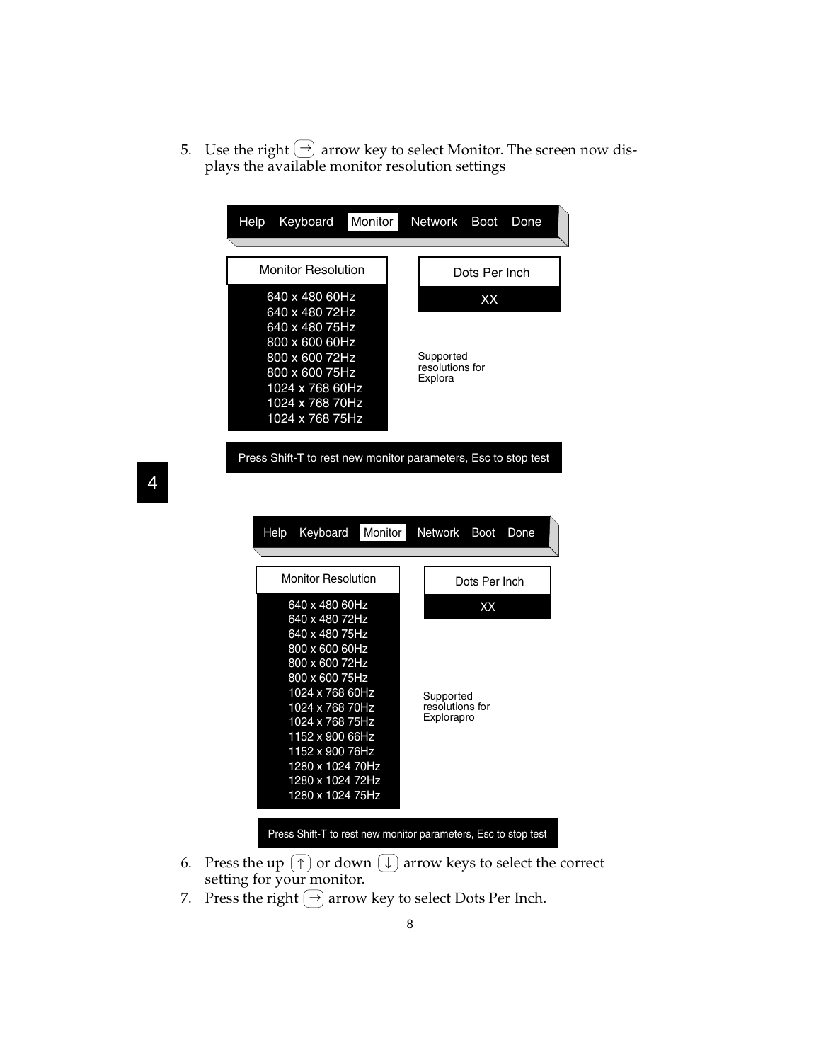5. Use the right (→) arrow key to select Monitor. The screen now displays the available monitor resolution settings

```
Help   Keyboard   [Monitor]   Network   Boot   Done

Monitor Resolution          Dots Per Inch
640 x 480 60Hz              XX
640 x 480 72Hz
640 x 480 75Hz
800 x 600 60Hz
800 x 600 72Hz              Supported
800 x 600 75Hz              resolutions for
1024 x 768 60Hz             Explora
1024 x 768 70Hz
1024 x 768 75Hz

Press Shift-T to rest new monitor parameters, Esc to stop test
```

```
Help   Keyboard   [Monitor]   Network   Boot   Done

Monitor Resolution          Dots Per Inch
640 x 480 60Hz              XX
640 x 480 72Hz
640 x 480 75Hz
800 x 600 60Hz
800 x 600 72Hz
800 x 600 75Hz
1024 x 768 60Hz             Supported
1024 x 768 70Hz             resolutions for
1024 x 768 75Hz             Explorapro
1152 x 900 66Hz
1152 x 900 76Hz
1280 x 1024 70Hz
1280 x 1024 72Hz
1280 x 1024 75Hz

Press Shift-T to rest new monitor parameters, Esc to stop test
```

6. Press the up (↑) or down (↓) arrow keys to select the correct setting for your monitor.
7. Press the right (→) arrow key to select Dots Per Inch.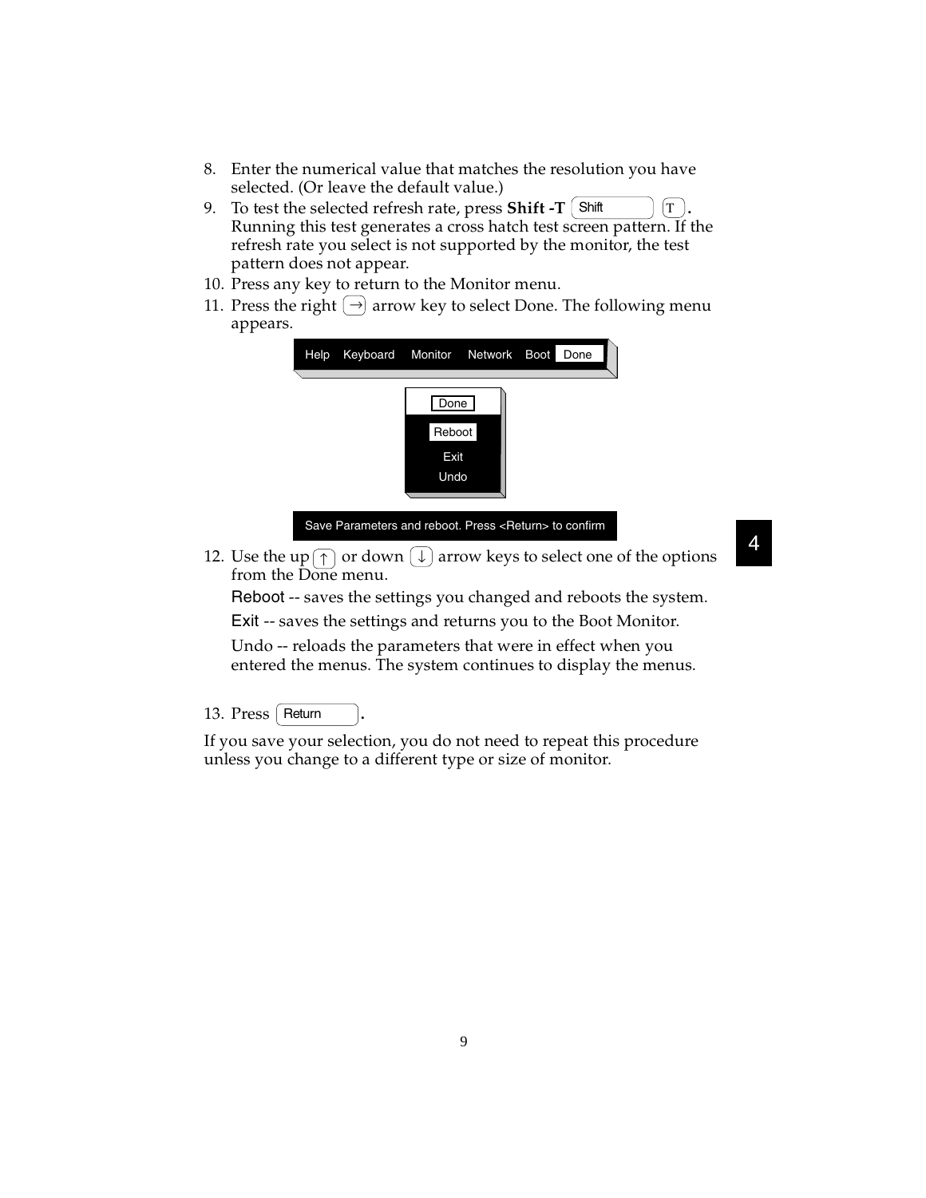8. Enter the numerical value that matches the resolution you have selected. (Or leave the default value.)
9. To test the selected refresh rate, press **Shift -T** Shift T. Running this test generates a cross hatch test screen pattern. If the refresh rate you select is not supported by the monitor, the test pattern does not appear.
10. Press any key to return to the Monitor menu.
11. Press the right → arrow key to select Done. The following menu appears.

    Help Keyboard Monitor Network Boot Done

    Done
    Reboot
    Exit
    Undo

    Save Parameters and reboot. Press <Return> to confirm

12. Use the up ↑ or down ↓ arrow keys to select one of the options from the Done menu.

    Reboot -- saves the settings you changed and reboots the system.

    Exit -- saves the settings and returns you to the Boot Monitor.

    Undo -- reloads the parameters that were in effect when you entered the menus. The system continues to display the menus.

13. Press Return.

If you save your selection, you do not need to repeat this procedure unless you change to a different type or size of monitor.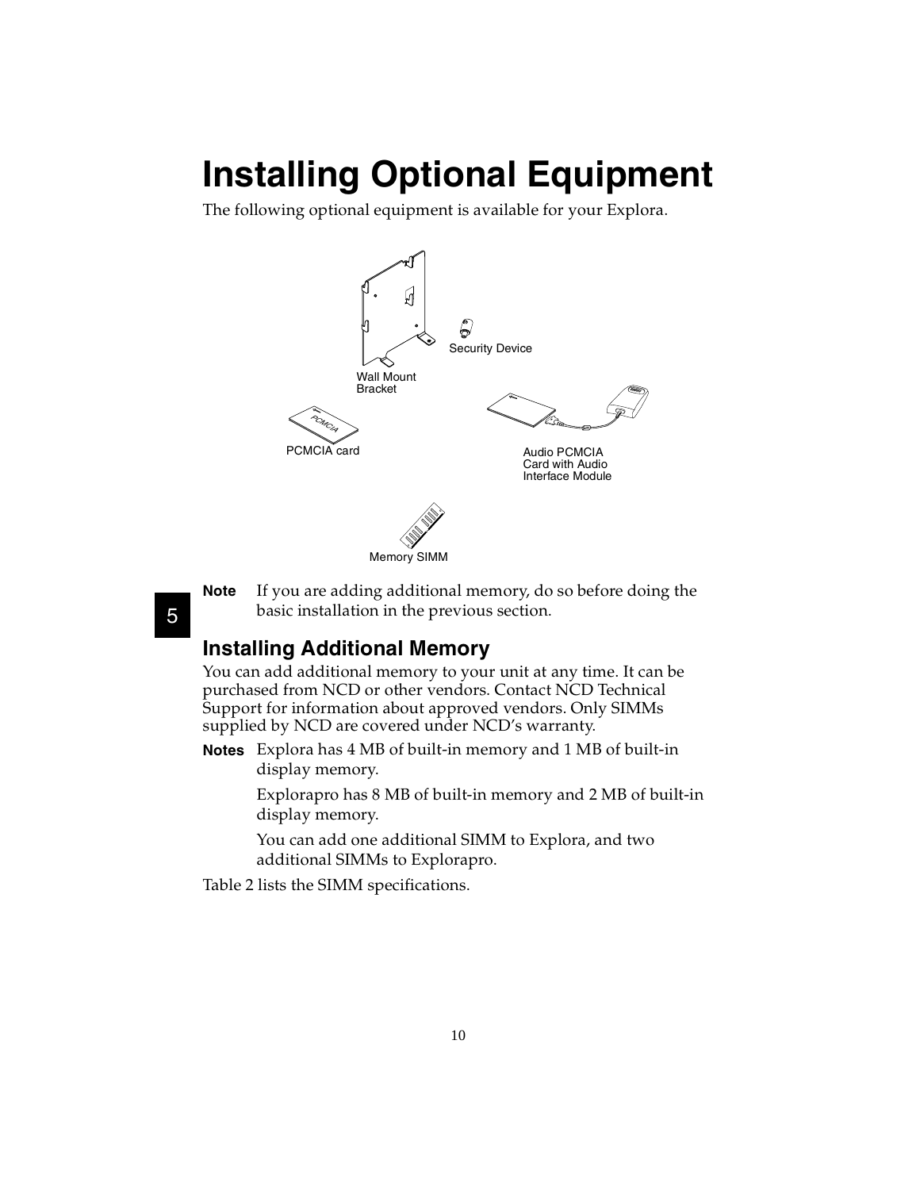# Installing Optional Equipment

The following optional equipment is available for your Explora.

Wall Mount Bracket

Security Device

PCMCIA card

Audio PCMCIA Card with Audio Interface Module

Memory SIMM

**Note** If you are adding additional memory, do so before doing the basic installation in the previous section.

## Installing Additional Memory

You can add additional memory to your unit at any time. It can be purchased from NCD or other vendors. Contact NCD Technical Support for information about approved vendors. Only SIMMs supplied by NCD are covered under NCD's warranty.

**Notes** Explora has 4 MB of built-in memory and 1 MB of built-in display memory.

Explorapro has 8 MB of built-in memory and 2 MB of built-in display memory.

You can add one additional SIMM to Explora, and two additional SIMMs to Explorapro.

Table 2 lists the SIMM specifications.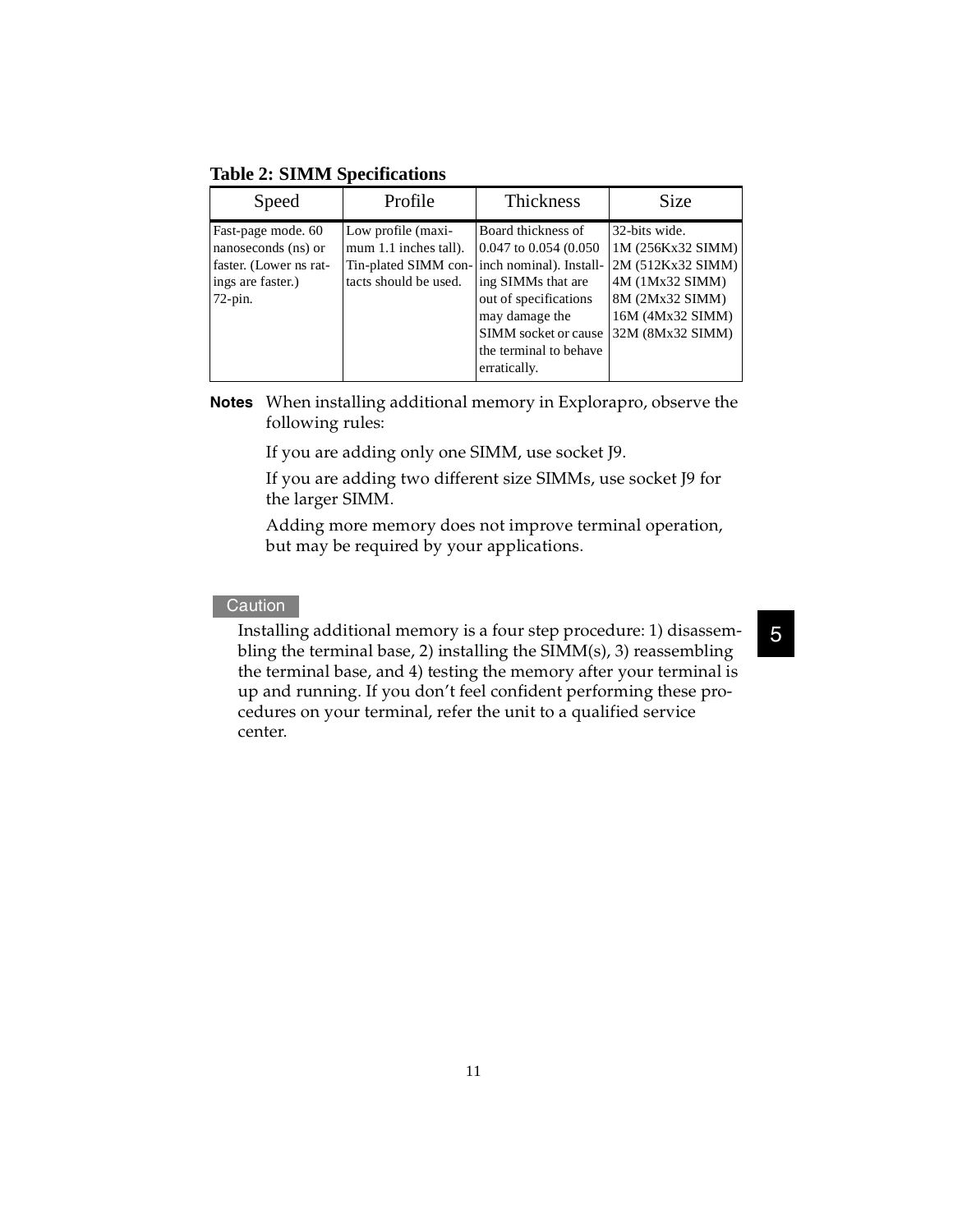**Table 2: SIMM Specifications**

| Speed | Profile | Thickness | Size |
|---|---|---|---|
| Fast-page mode. 60 nanoseconds (ns) or faster. (Lower ns ratings are faster.) 72-pin. | Low profile (maximum 1.1 inches tall). Tin-plated SIMM contacts should be used. | Board thickness of 0.047 to 0.054 (0.050 inch nominal). Installing SIMMs that are out of specifications may damage the SIMM socket or cause the terminal to behave erratically. | 32-bits wide. 1M (256Kx32 SIMM) 2M (512Kx32 SIMM) 4M (1Mx32 SIMM) 8M (2Mx32 SIMM) 16M (4Mx32 SIMM) 32M (8Mx32 SIMM) |

**Notes** When installing additional memory in Explorapro, observe the following rules:

If you are adding only one SIMM, use socket J9.

If you are adding two different size SIMMs, use socket J9 for the larger SIMM.

Adding more memory does not improve terminal operation, but may be required by your applications.

**Caution**

Installing additional memory is a four step procedure: 1) disassembling the terminal base, 2) installing the SIMM(s), 3) reassembling the terminal base, and 4) testing the memory after your terminal is up and running. If you don't feel confident performing these procedures on your terminal, refer the unit to a qualified service center.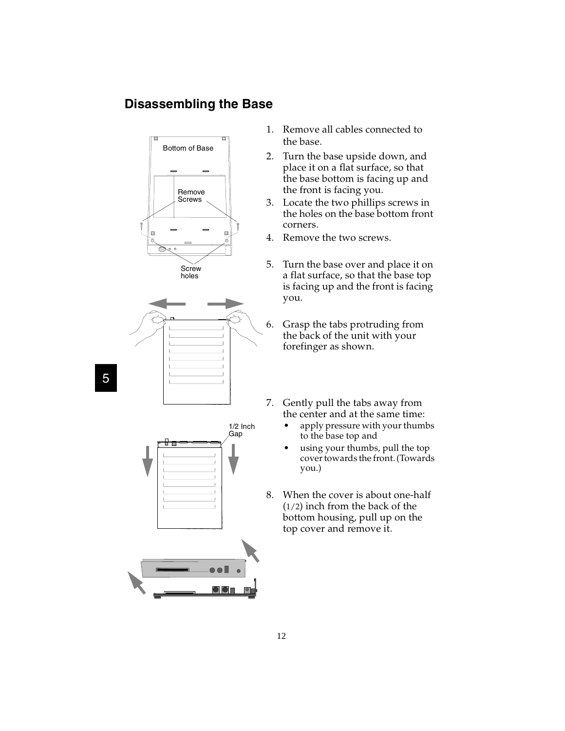## Disassembling the Base

1. Remove all cables connected to the base.
2. Turn the base upside down, and place it on a flat surface, so that the base bottom is facing up and the front is facing you.
3. Locate the two phillips screws in the holes on the base bottom front corners.
4. Remove the two screws.
5. Turn the base over and place it on a flat surface, so that the base top is facing up and the front is facing you.
6. Grasp the tabs protruding from the back of the unit with your forefinger as shown.
7. Gently pull the tabs away from the center and at the same time:
   - apply pressure with your thumbs to the base top and
   - using your thumbs, pull the top cover towards the front. (Towards you.)
8. When the cover is about one-half (1/2) inch from the back of the bottom housing, pull up on the top cover and remove it.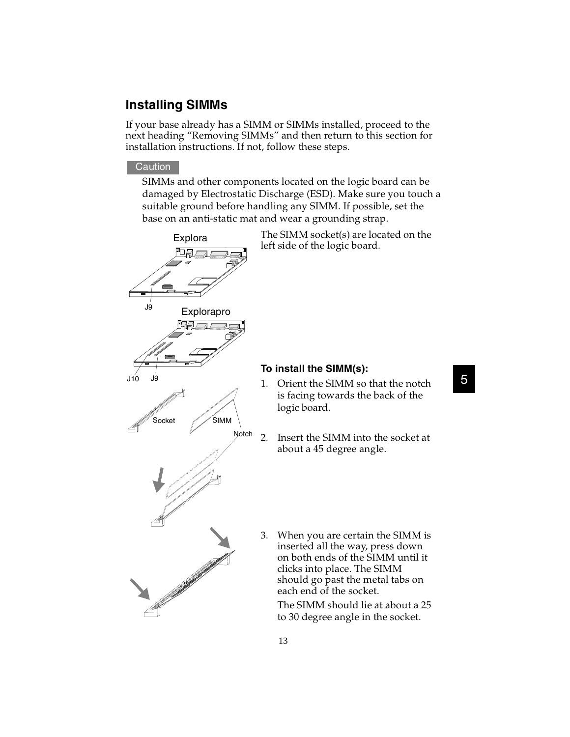## Installing SIMMs

If your base already has a SIMM or SIMMs installed, proceed to the next heading “Removing SIMMs” and then return to this section for installation instructions. If not, follow these steps.

**Caution**

SIMMs and other components located on the logic board can be damaged by Electrostatic Discharge (ESD). Make sure you touch a suitable ground before handling any SIMM. If possible, set the base on an anti-static mat and wear a grounding strap.

The SIMM socket(s) are located on the left side of the logic board.

### To install the SIMM(s):

1. Orient the SIMM so that the notch is facing towards the back of the logic board.

2. Insert the SIMM into the socket at about a 45 degree angle.

3. When you are certain the SIMM is inserted all the way, press down on both ends of the SIMM until it clicks into place. The SIMM should go past the metal tabs on each end of the socket.

   The SIMM should lie at about a 25 to 30 degree angle in the socket.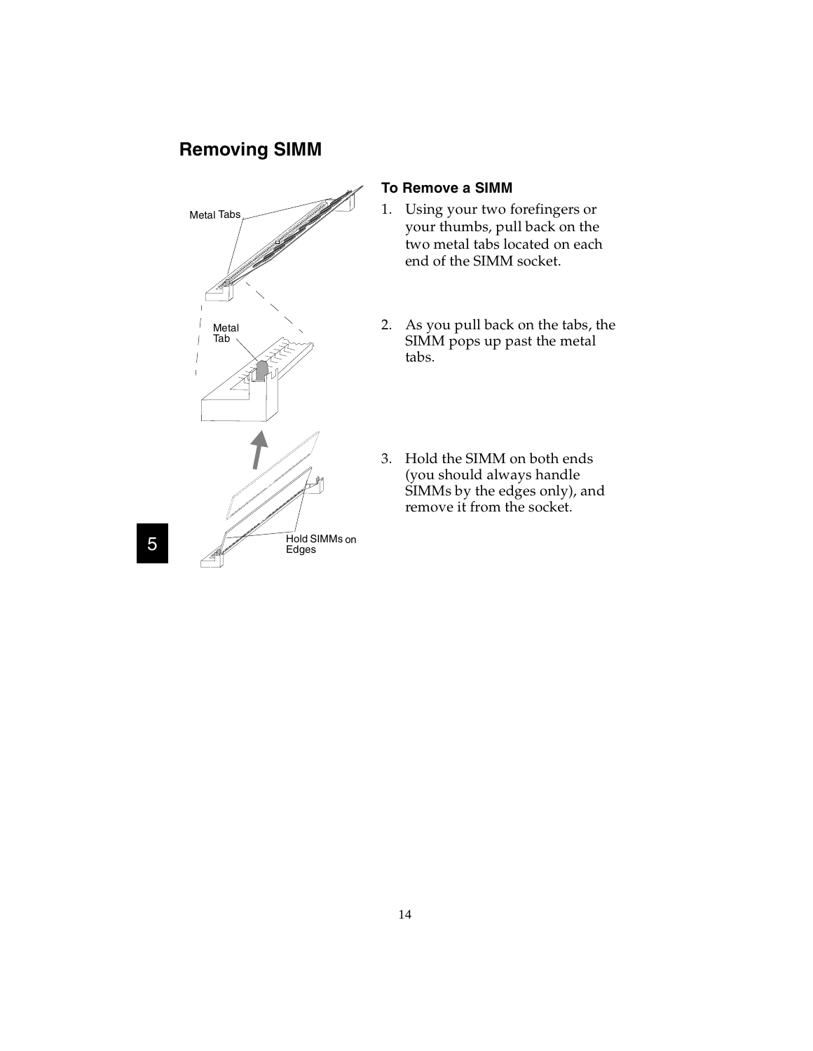## Removing SIMM

Metal Tabs

Metal Tab

Hold SIMMs on Edges

### To Remove a SIMM

1. Using your two forefingers or your thumbs, pull back on the two metal tabs located on each end of the SIMM socket.
2. As you pull back on the tabs, the SIMM pops up past the metal tabs.
3. Hold the SIMM on both ends (you should always handle SIMMs by the edges only), and remove it from the socket.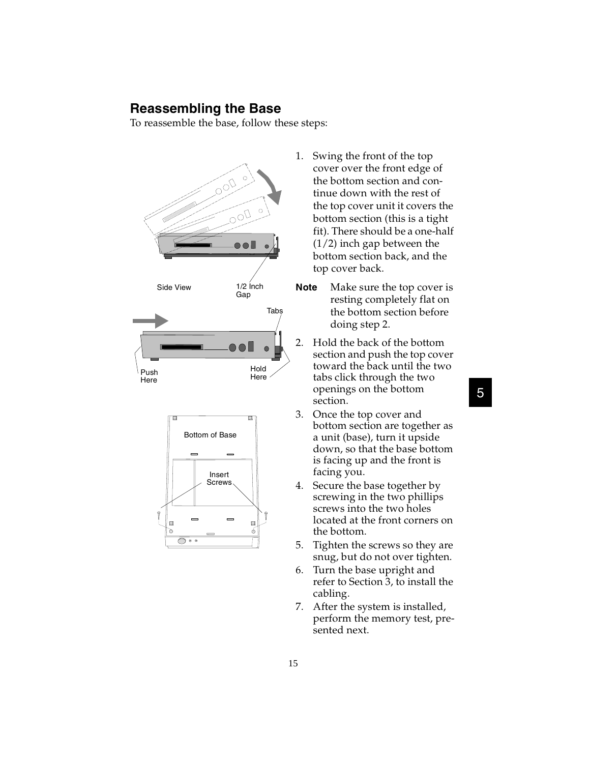## Reassembling the Base

To reassemble the base, follow these steps:

1. Swing the front of the top cover over the front edge of the bottom section and continue down with the rest of the top cover unit it covers the bottom section (this is a tight fit). There should be a one-half (1/2) inch gap between the bottom section back, and the top cover back.

**Note** Make sure the top cover is resting completely flat on the bottom section before doing step 2.

2. Hold the back of the bottom section and push the top cover toward the back until the two tabs click through the two openings on the bottom section.
3. Once the top cover and bottom section are together as a unit (base), turn it upside down, so that the base bottom is facing up and the front is facing you.
4. Secure the base together by screwing in the two phillips screws into the two holes located at the front corners on the bottom.
5. Tighten the screws so they are snug, but do not over tighten.
6. Turn the base upright and refer to Section 3, to install the cabling.
7. After the system is installed, perform the memory test, presented next.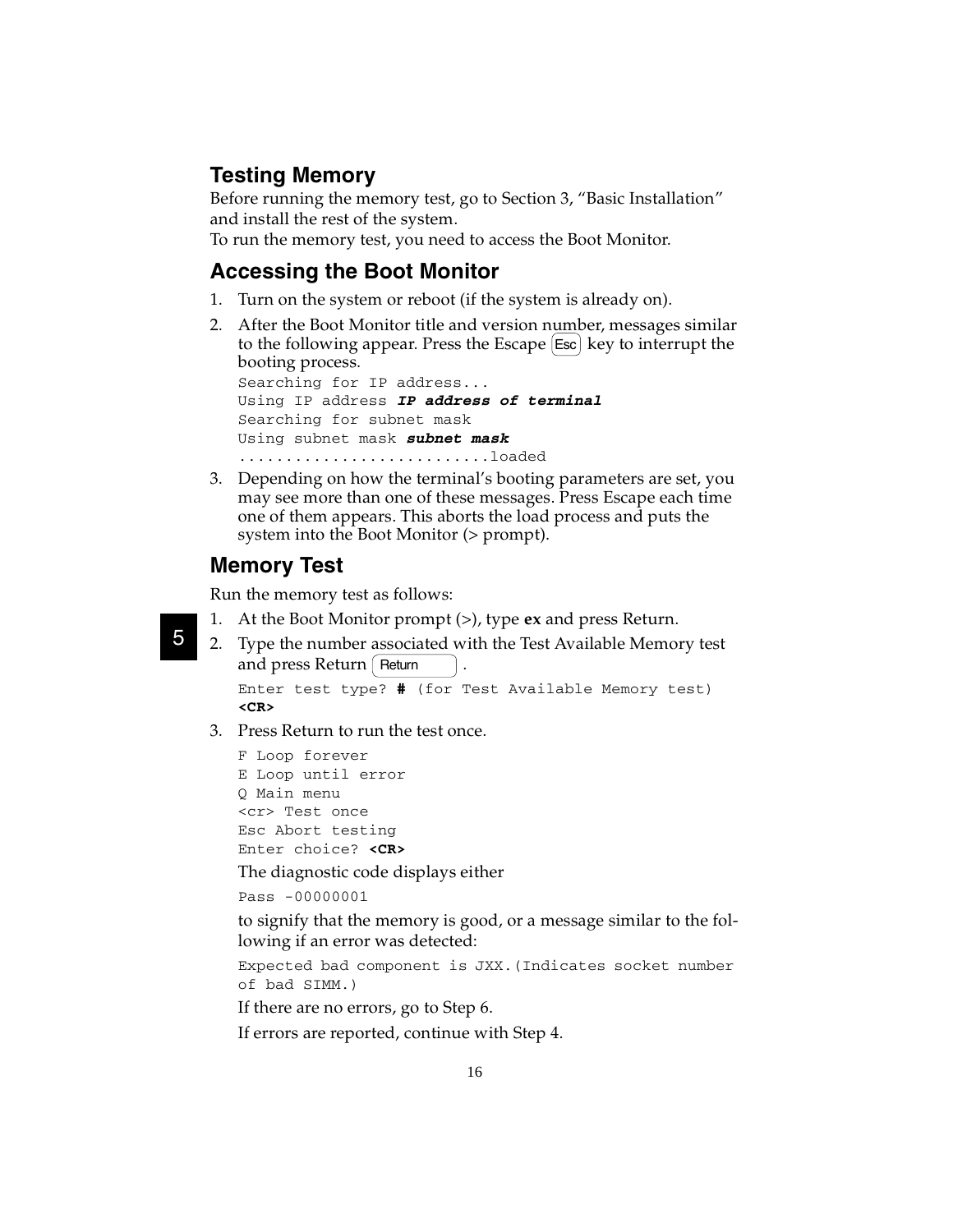## Testing Memory

Before running the memory test, go to Section 3, "Basic Installation" and install the rest of the system.

To run the memory test, you need to access the Boot Monitor.

## Accessing the Boot Monitor

1. Turn on the system or reboot (if the system is already on).
2. After the Boot Monitor title and version number, messages similar to the following appear. Press the Escape Esc key to interrupt the booting process.

   ```
   Searching for IP address...
   Using IP address IP address of terminal
   Searching for subnet mask
   Using subnet mask subnet mask
   ...........................loaded
   ```

3. Depending on how the terminal's booting parameters are set, you may see more than one of these messages. Press Escape each time one of them appears. This aborts the load process and puts the system into the Boot Monitor (> prompt).

## Memory Test

Run the memory test as follows:

1. At the Boot Monitor prompt (>), type **ex** and press Return.
2. Type the number associated with the Test Available Memory test and press Return Return .

   ```
   Enter test type? # (for Test Available Memory test)
   <CR>
   ```

3. Press Return to run the test once.

   ```
   F Loop forever
   E Loop until error
   Q Main menu
   <cr> Test once
   Esc Abort testing
   Enter choice? <CR>
   ```

   The diagnostic code displays either

   ```
   Pass -00000001
   ```

   to signify that the memory is good, or a message similar to the following if an error was detected:

   ```
   Expected bad component is JXX.(Indicates socket number
   of bad SIMM.)
   ```

   If there are no errors, go to Step 6.

   If errors are reported, continue with Step 4.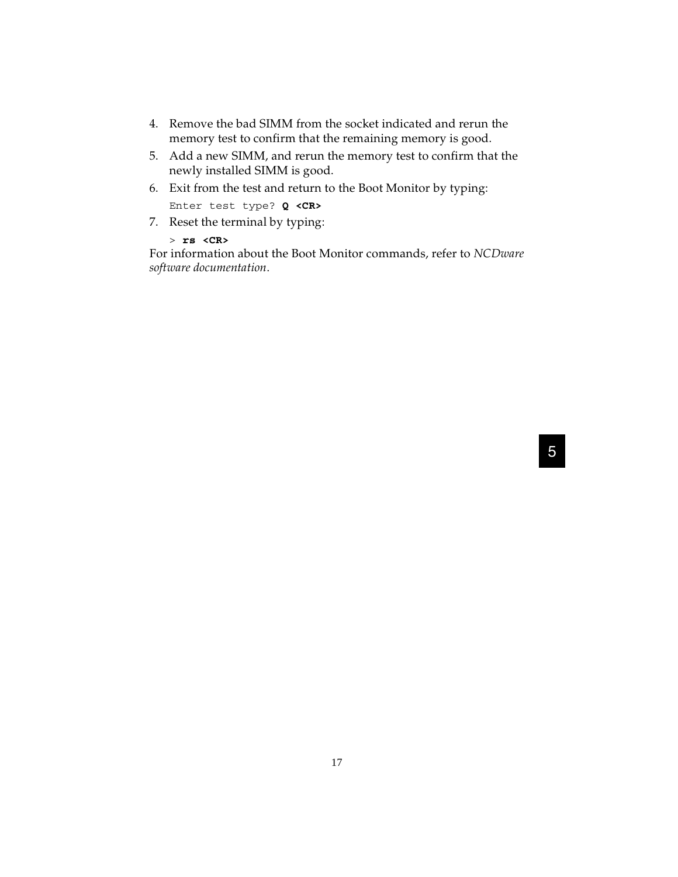4. Remove the bad SIMM from the socket indicated and rerun the memory test to confirm that the remaining memory is good.
5. Add a new SIMM, and rerun the memory test to confirm that the newly installed SIMM is good.
6. Exit from the test and return to the Boot Monitor by typing:

   `Enter test type?` **`Q <CR>`**
7. Reset the terminal by typing:

   `>` **`rs <CR>`**

For information about the Boot Monitor commands, refer to *NCDware software documentation*.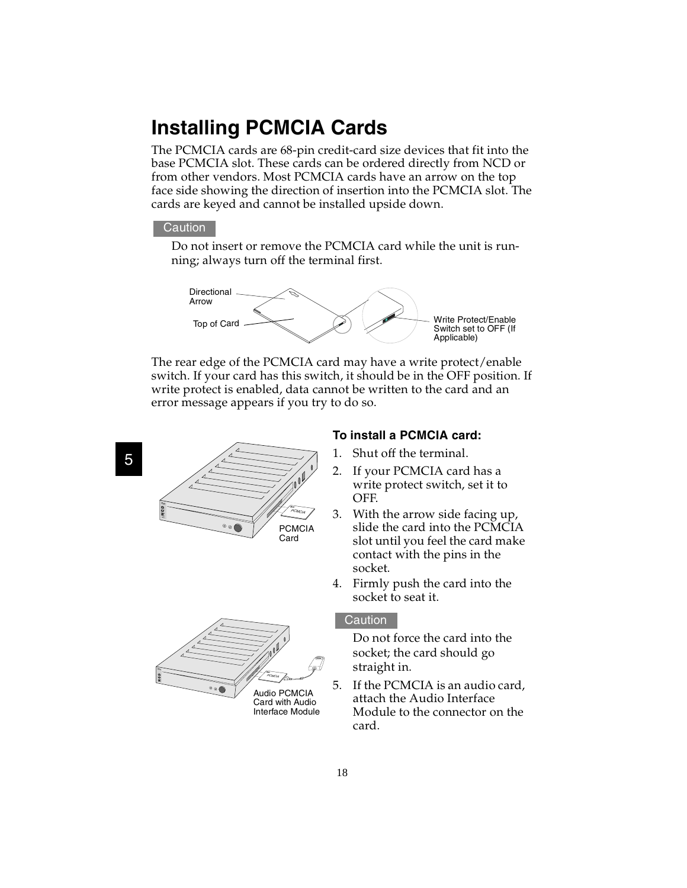# Installing PCMCIA Cards

The PCMCIA cards are 68-pin credit-card size devices that fit into the base PCMCIA slot. These cards can be ordered directly from NCD or from other vendors. Most PCMCIA cards have an arrow on the top face side showing the direction of insertion into the PCMCIA slot. The cards are keyed and cannot be installed upside down.

**Caution**

Do not insert or remove the PCMCIA card while the unit is running; always turn off the terminal first.

Directional Arrow

Top of Card

Write Protect/Enable Switch set to OFF (If Applicable)

The rear edge of the PCMCIA card may have a write protect/enable switch. If your card has this switch, it should be in the OFF position. If write protect is enabled, data cannot be written to the card and an error message appears if you try to do so.

PCMCIA Card

Audio PCMCIA Card with Audio Interface Module

### To install a PCMCIA card:

1. Shut off the terminal.
2. If your PCMCIA card has a write protect switch, set it to OFF.
3. With the arrow side facing up, slide the card into the PCMCIA slot until you feel the card make contact with the pins in the socket.
4. Firmly push the card into the socket to seat it.

   **Caution**

   Do not force the card into the socket; the card should go straight in.

5. If the PCMCIA is an audio card, attach the Audio Interface Module to the connector on the card.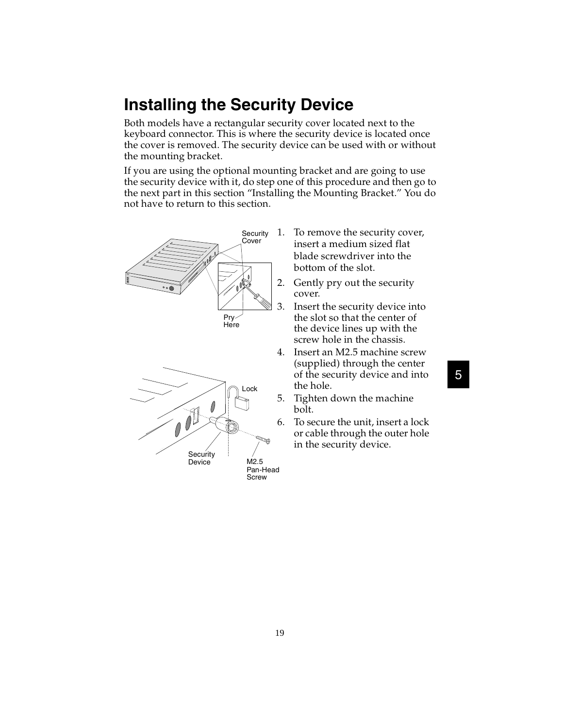# Installing the Security Device

Both models have a rectangular security cover located next to the keyboard connector. This is where the security device is located once the cover is removed. The security device can be used with or without the mounting bracket.

If you are using the optional mounting bracket and are going to use the security device with it, do step one of this procedure and then go to the next part in this section “Installing the Mounting Bracket.” You do not have to return to this section.

1. To remove the security cover, insert a medium sized flat blade screwdriver into the bottom of the slot.
2. Gently pry out the security cover.
3. Insert the security device into the slot so that the center of the device lines up with the screw hole in the chassis.
4. Insert an M2.5 machine screw (supplied) through the center of the security device and into the hole.
5. Tighten down the machine bolt.
6. To secure the unit, insert a lock or cable through the outer hole in the security device.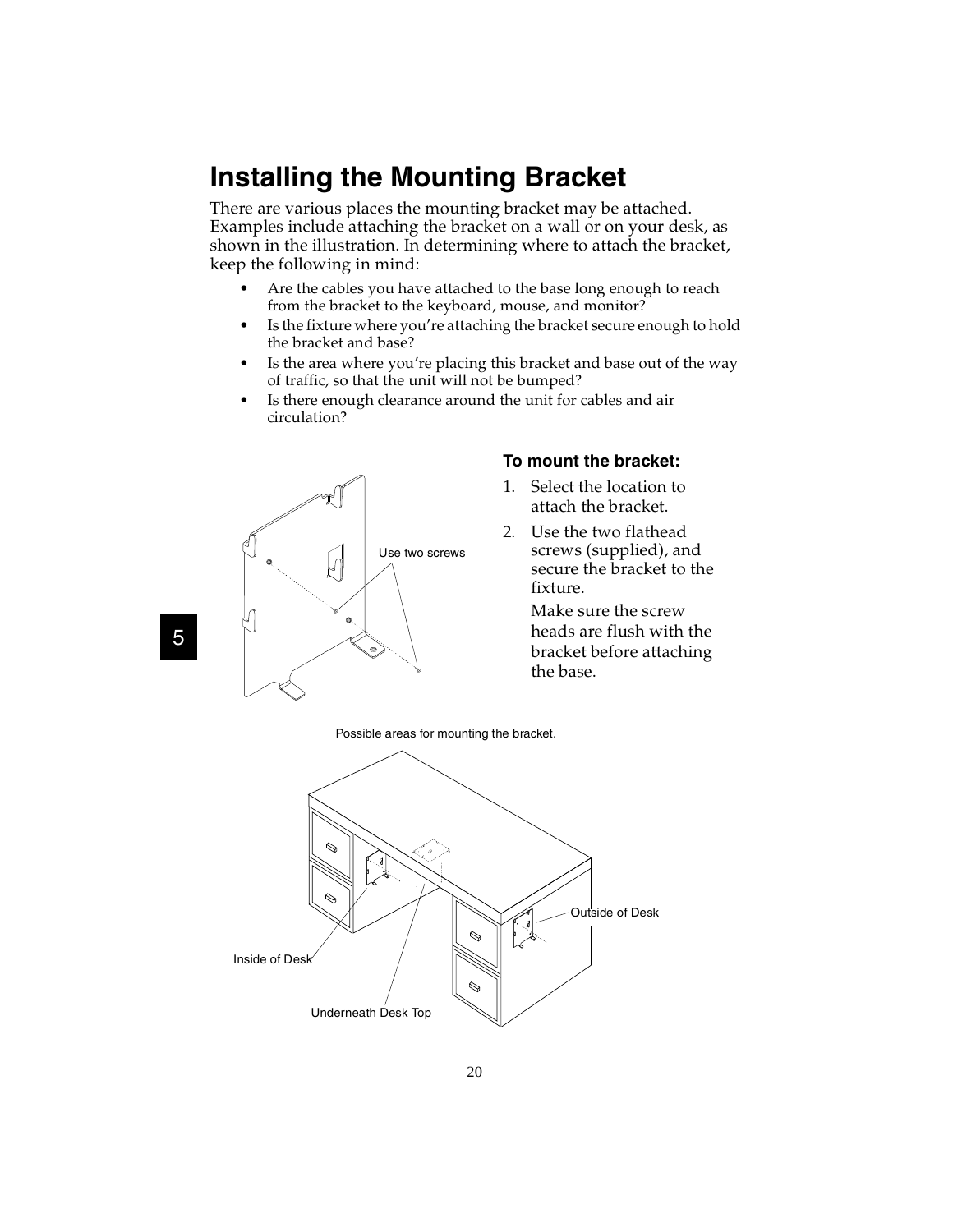# Installing the Mounting Bracket

There are various places the mounting bracket may be attached. Examples include attaching the bracket on a wall or on your desk, as shown in the illustration. In determining where to attach the bracket, keep the following in mind:

- Are the cables you have attached to the base long enough to reach from the bracket to the keyboard, mouse, and monitor?
- Is the fixture where you're attaching the bracket secure enough to hold the bracket and base?
- Is the area where you're placing this bracket and base out of the way of traffic, so that the unit will not be bumped?
- Is there enough clearance around the unit for cables and air circulation?

Use two screws

### To mount the bracket:

1. Select the location to attach the bracket.
2. Use the two flathead screws (supplied), and secure the bracket to the fixture.

   Make sure the screw heads are flush with the bracket before attaching the base.

Possible areas for mounting the bracket.

Inside of Desk

Underneath Desk Top

Outside of Desk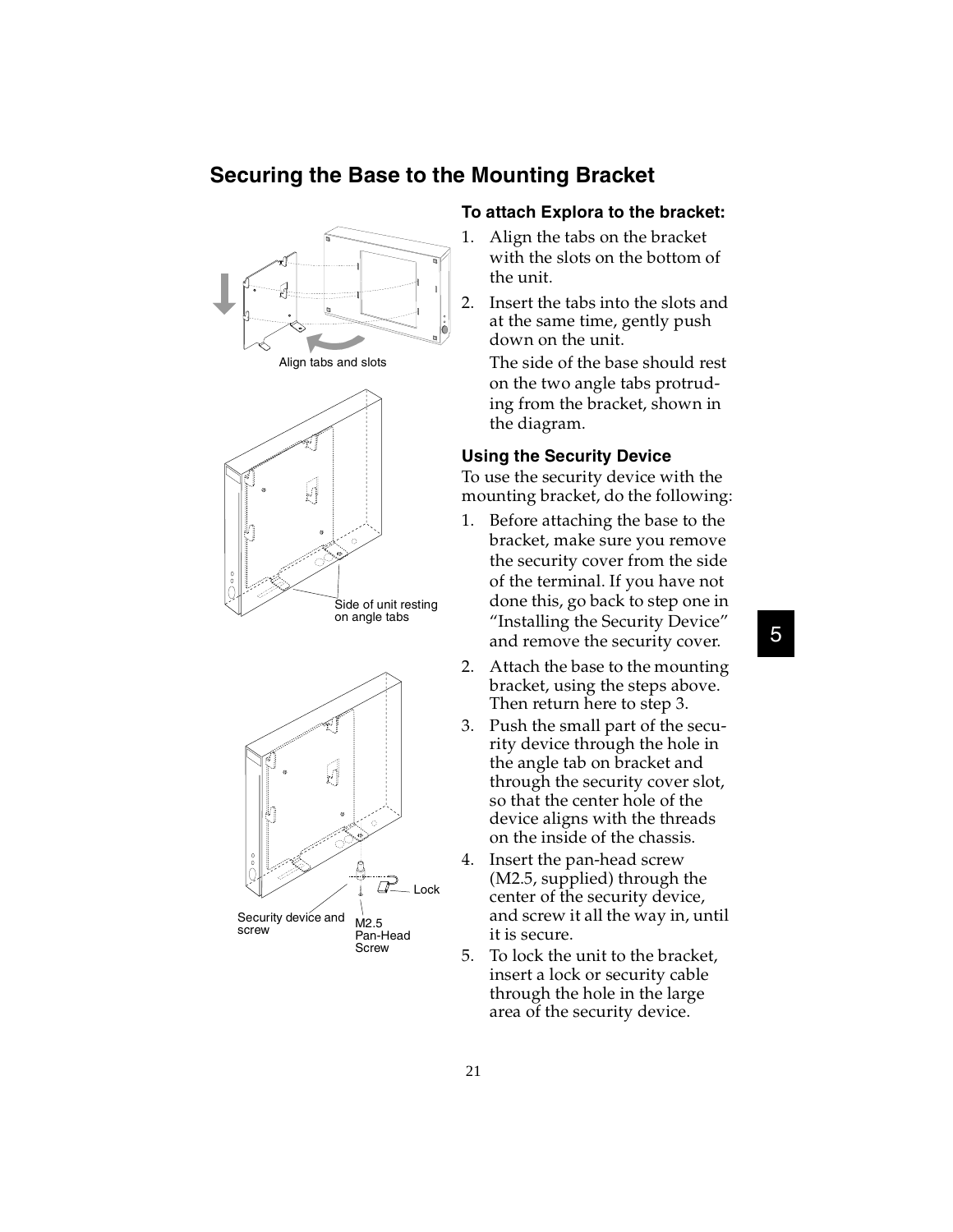## Securing the Base to the Mounting Bracket

### To attach Explora to the bracket:

1. Align the tabs on the bracket with the slots on the bottom of the unit.
2. Insert the tabs into the slots and at the same time, gently push down on the unit.

   The side of the base should rest on the two angle tabs protruding from the bracket, shown in the diagram.

### Using the Security Device

To use the security device with the mounting bracket, do the following:

1. Before attaching the base to the bracket, make sure you remove the security cover from the side of the terminal. If you have not done this, go back to step one in "Installing the Security Device" and remove the security cover.
2. Attach the base to the mounting bracket, using the steps above. Then return here to step 3.
3. Push the small part of the security device through the hole in the angle tab on bracket and through the security cover slot, so that the center hole of the device aligns with the threads on the inside of the chassis.
4. Insert the pan-head screw (M2.5, supplied) through the center of the security device, and screw it all the way in, until it is secure.
5. To lock the unit to the bracket, insert a lock or security cable through the hole in the large area of the security device.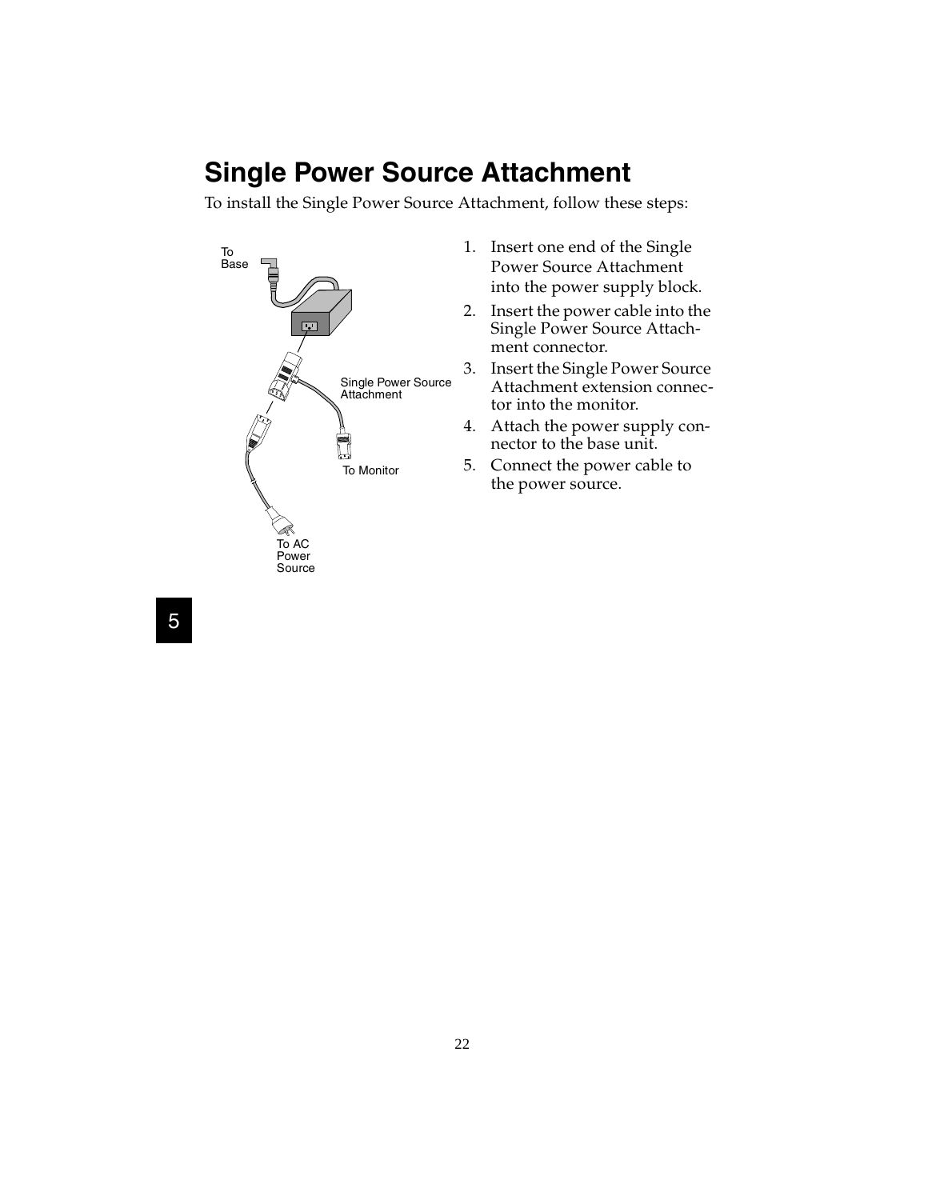# Single Power Source Attachment

To install the Single Power Source Attachment, follow these steps:

To Base

Single Power Source Attachment

To Monitor

To AC Power Source

1. Insert one end of the Single Power Source Attachment into the power supply block.
2. Insert the power cable into the Single Power Source Attachment connector.
3. Insert the Single Power Source Attachment extension connector into the monitor.
4. Attach the power supply connector to the base unit.
5. Connect the power cable to the power source.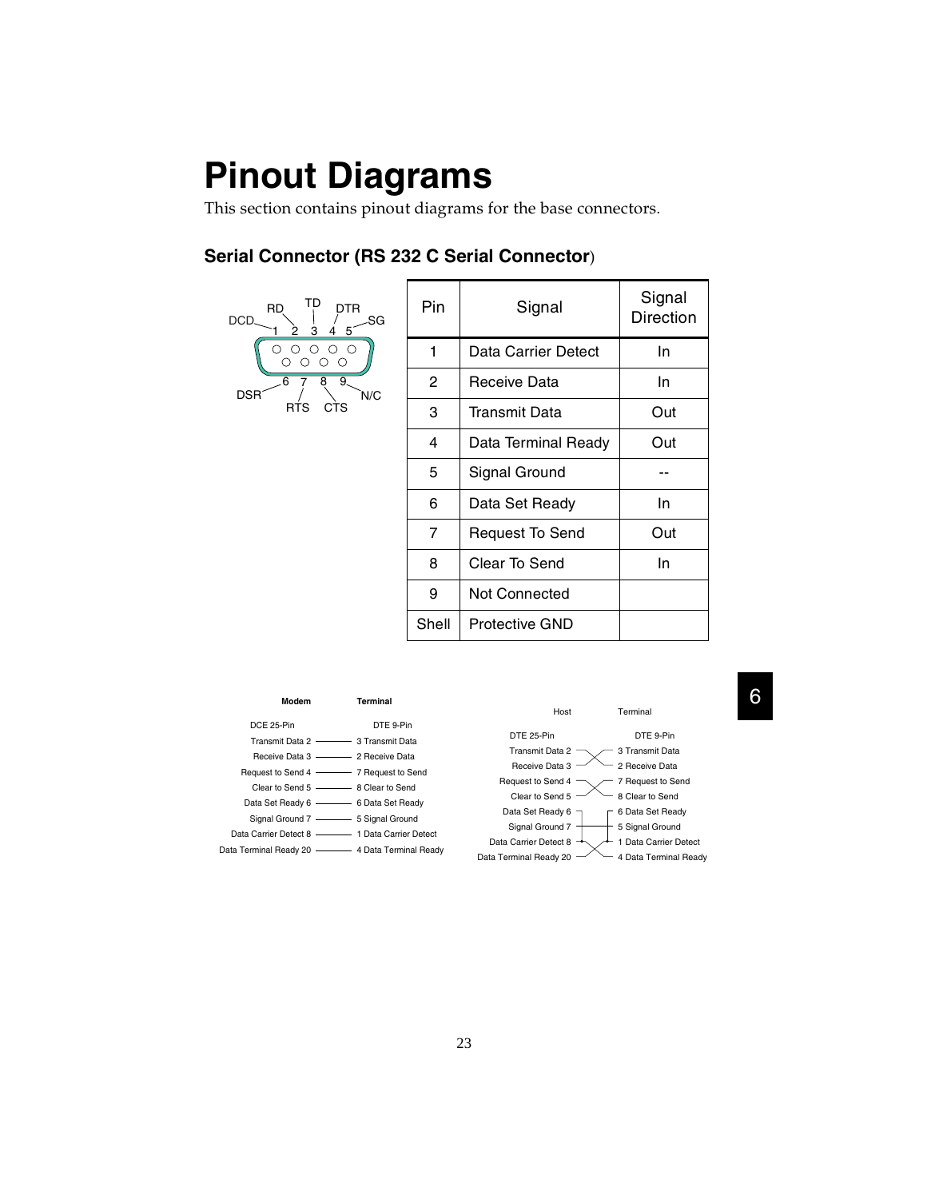# Pinout Diagrams

This section contains pinout diagrams for the base connectors.

## Serial Connector (RS 232 C Serial Connector)

DCD 1, RD 2, TD 3, DTR 4, SG 5
DSR 6, RTS 7, CTS 8, N/C 9

| Pin | Signal | Signal Direction |
|---|---|---|
| 1 | Data Carrier Detect | In |
| 2 | Receive Data | In |
| 3 | Transmit Data | Out |
| 4 | Data Terminal Ready | Out |
| 5 | Signal Ground | -- |
| 6 | Data Set Ready | In |
| 7 | Request To Send | Out |
| 8 | Clear To Send | In |
| 9 | Not Connected | |
| Shell | Protective GND | |

| **Modem** | **Terminal** |
|---|---|
| DCE 25-Pin | DTE 9-Pin |
| Transmit Data 2 | 3 Transmit Data |
| Receive Data 3 | 2 Receive Data |
| Request to Send 4 | 7 Request to Send |
| Clear to Send 5 | 8 Clear to Send |
| Data Set Ready 6 | 6 Data Set Ready |
| Signal Ground 7 | 5 Signal Ground |
| Data Carrier Detect 8 | 1 Data Carrier Detect |
| Data Terminal Ready 20 | 4 Data Terminal Ready |

| Host | Terminal |
|---|---|
| DTE 25-Pin | DTE 9-Pin |
| Transmit Data 2 | 3 Transmit Data |
| Receive Data 3 | 2 Receive Data |
| Request to Send 4 | 7 Request to Send |
| Clear to Send 5 | 8 Clear to Send |
| Data Set Ready 6 | 6 Data Set Ready |
| Signal Ground 7 | 5 Signal Ground |
| Data Carrier Detect 8 | 1 Data Carrier Detect |
| Data Terminal Ready 20 | 4 Data Terminal Ready |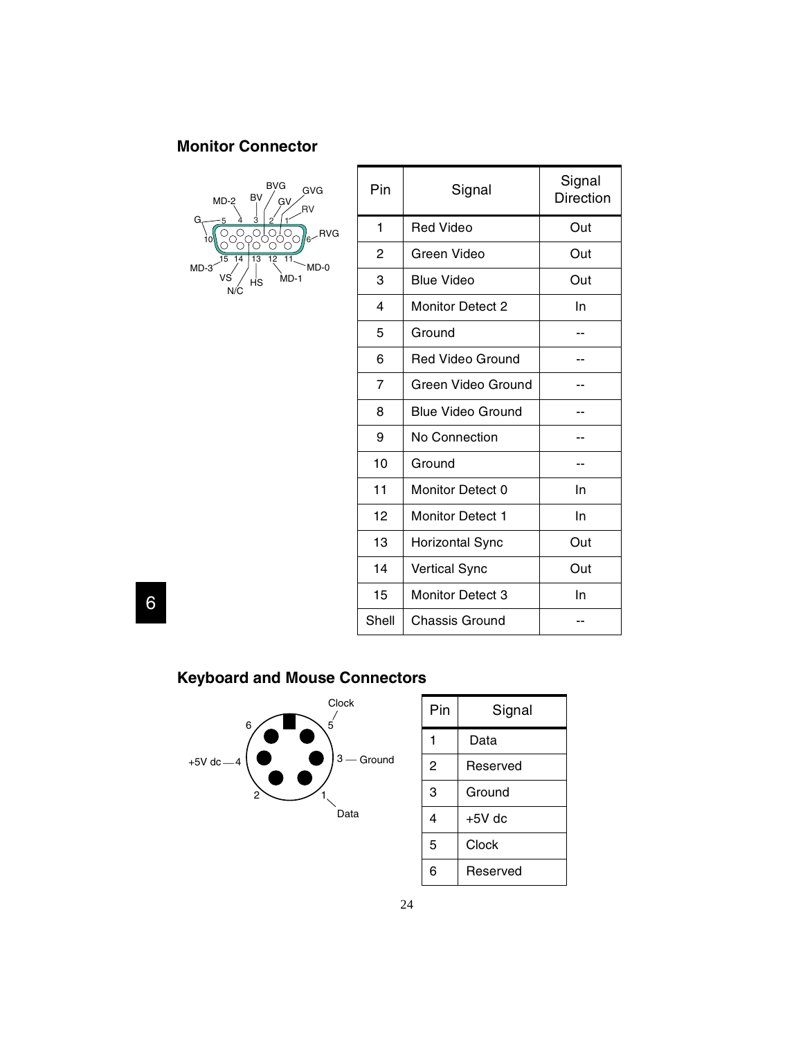## Monitor Connector

| Pin | Signal | Signal Direction |
|---|---|---|
| 1 | Red Video | Out |
| 2 | Green Video | Out |
| 3 | Blue Video | Out |
| 4 | Monitor Detect 2 | In |
| 5 | Ground | -- |
| 6 | Red Video Ground | -- |
| 7 | Green Video Ground | -- |
| 8 | Blue Video Ground | -- |
| 9 | No Connection | -- |
| 10 | Ground | -- |
| 11 | Monitor Detect 0 | In |
| 12 | Monitor Detect 1 | In |
| 13 | Horizontal Sync | Out |
| 14 | Vertical Sync | Out |
| 15 | Monitor Detect 3 | In |
| Shell | Chassis Ground | -- |

## Keyboard and Mouse Connectors

| Pin | Signal |
|---|---|
| 1 | Data |
| 2 | Reserved |
| 3 | Ground |
| 4 | +5V dc |
| 5 | Clock |
| 6 | Reserved |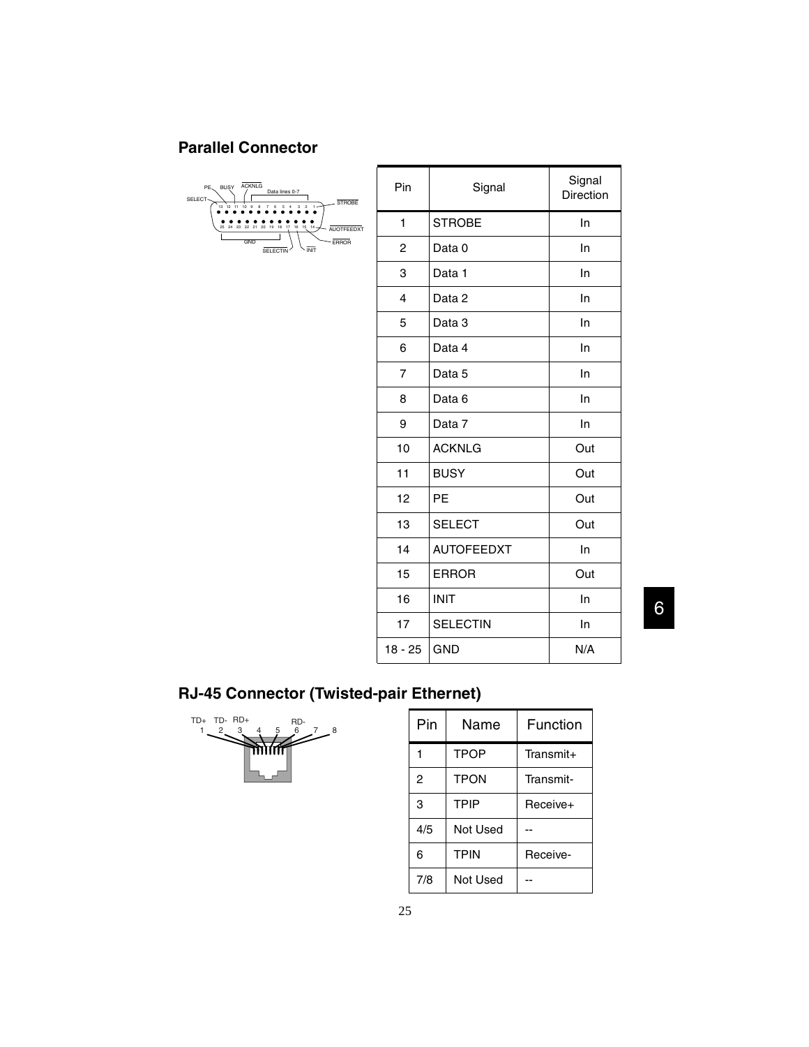## Parallel Connector

| Pin | Signal | Signal Direction |
|---|---|---|
| 1 | STROBE | In |
| 2 | Data 0 | In |
| 3 | Data 1 | In |
| 4 | Data 2 | In |
| 5 | Data 3 | In |
| 6 | Data 4 | In |
| 7 | Data 5 | In |
| 8 | Data 6 | In |
| 9 | Data 7 | In |
| 10 | ACKNLG | Out |
| 11 | BUSY | Out |
| 12 | PE | Out |
| 13 | SELECT | Out |
| 14 | AUTOFEEDXT | In |
| 15 | ERROR | Out |
| 16 | INIT | In |
| 17 | SELECTIN | In |
| 18 - 25 | GND | N/A |

## RJ-45 Connector (Twisted-pair Ethernet)

| Pin | Name | Function |
|---|---|---|
| 1 | TPOP | Transmit+ |
| 2 | TPON | Transmit- |
| 3 | TPIP | Receive+ |
| 4/5 | Not Used | -- |
| 6 | TPIN | Receive- |
| 7/8 | Not Used | -- |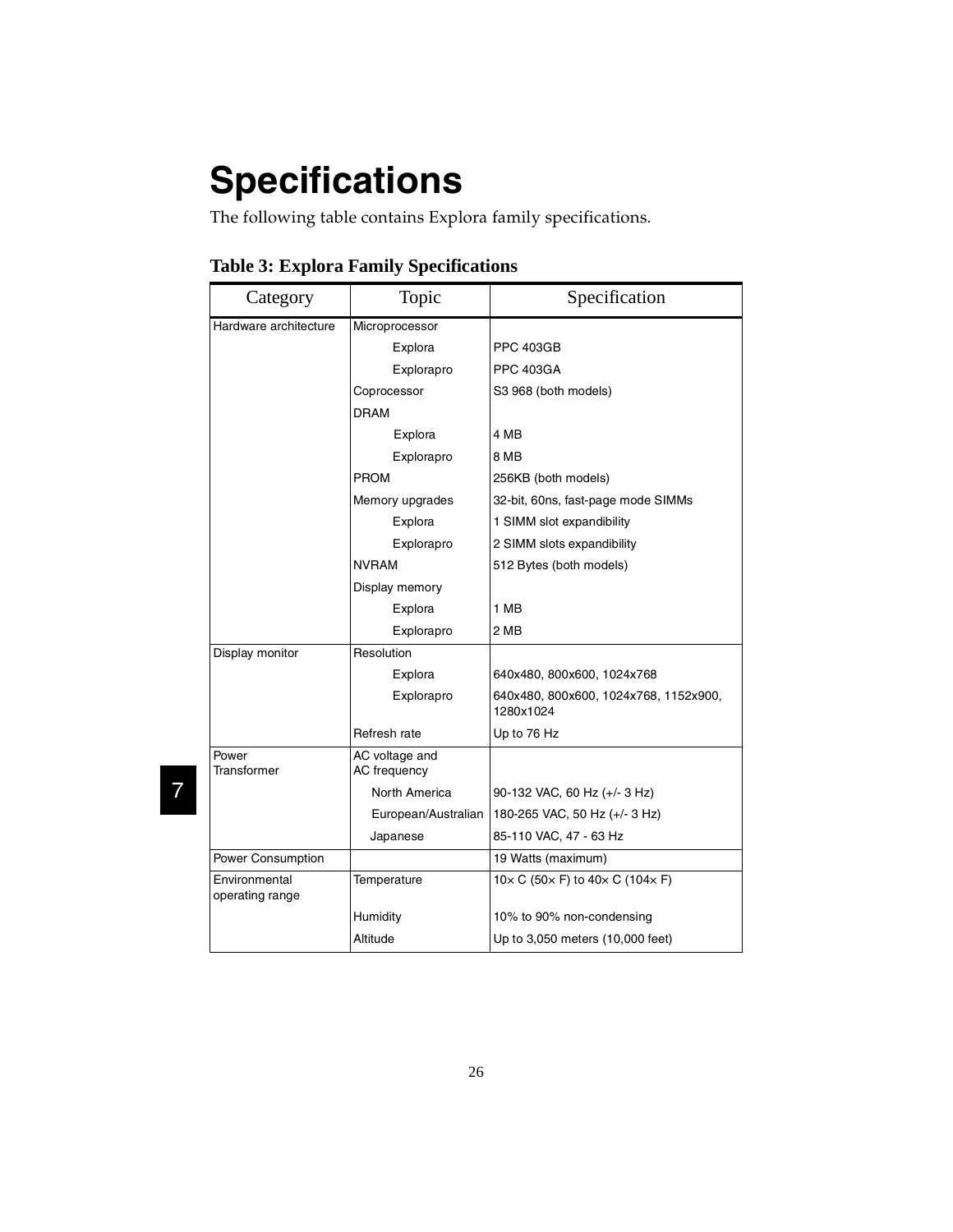# Specifications

The following table contains Explora family specifications.

**Table 3: Explora Family Specifications**

| Category | Topic | Specification |
|---|---|---|
| Hardware architecture | Microprocessor | |
| | Explora | PPC 403GB |
| | Explorapro | PPC 403GA |
| | Coprocessor | S3 968 (both models) |
| | DRAM | |
| | Explora | 4 MB |
| | Explorapro | 8 MB |
| | PROM | 256KB (both models) |
| | Memory upgrades | 32-bit, 60ns, fast-page mode SIMMs |
| | Explora | 1 SIMM slot expandibility |
| | Explorapro | 2 SIMM slots expandibility |
| | NVRAM | 512 Bytes (both models) |
| | Display memory | |
| | Explora | 1 MB |
| | Explorapro | 2 MB |
| Display monitor | Resolution | |
| | Explora | 640x480, 800x600, 1024x768 |
| | Explorapro | 640x480, 800x600, 1024x768, 1152x900, 1280x1024 |
| | Refresh rate | Up to 76 Hz |
| Power Transformer | AC voltage and AC frequency | |
| | North America | 90-132 VAC, 60 Hz (+/- 3 Hz) |
| | European/Australian | 180-265 VAC, 50 Hz (+/- 3 Hz) |
| | Japanese | 85-110 VAC, 47 - 63 Hz |
| Power Consumption | | 19 Watts (maximum) |
| Environmental operating range | Temperature | 10× C (50× F) to 40× C (104× F) |
| | Humidity | 10% to 90% non-condensing |
| | Altitude | Up to 3,050 meters (10,000 feet) |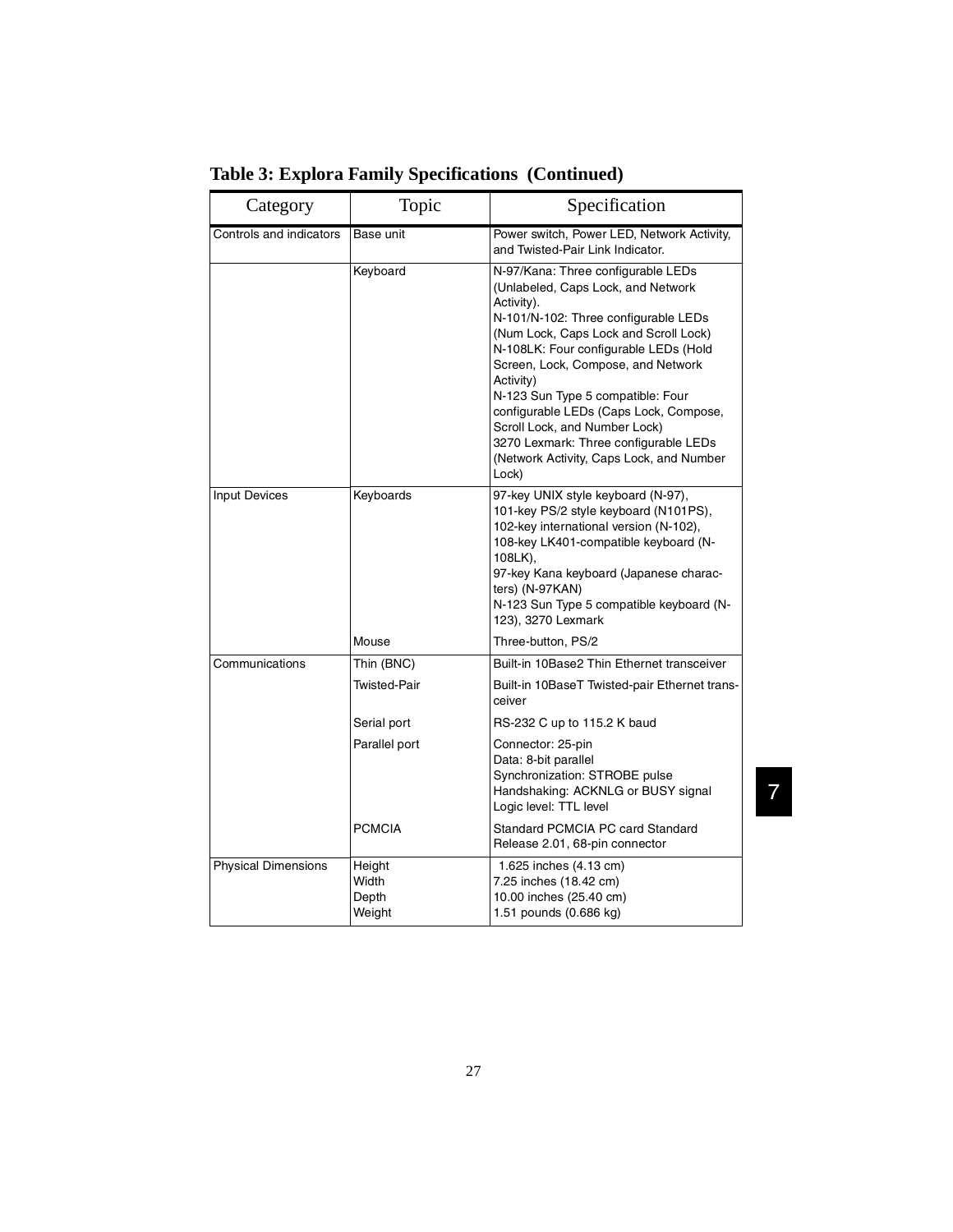**Table 3: Explora Family Specifications (Continued)**

| Category | Topic | Specification |
| --- | --- | --- |
| Controls and indicators | Base unit | Power switch, Power LED, Network Activity, and Twisted-Pair Link Indicator. |
| | Keyboard | N-97/Kana: Three configurable LEDs (Unlabeled, Caps Lock, and Network Activity).<br>N-101/N-102: Three configurable LEDs (Num Lock, Caps Lock and Scroll Lock)<br>N-108LK: Four configurable LEDs (Hold Screen, Lock, Compose, and Network Activity)<br>N-123 Sun Type 5 compatible: Four configurable LEDs (Caps Lock, Compose, Scroll Lock, and Number Lock)<br>3270 Lexmark: Three configurable LEDs (Network Activity, Caps Lock, and Number Lock) |
| Input Devices | Keyboards | 97-key UNIX style keyboard (N-97),<br>101-key PS/2 style keyboard (N101PS),<br>102-key international version (N-102),<br>108-key LK401-compatible keyboard (N-108LK),<br>97-key Kana keyboard (Japanese characters) (N-97KAN)<br>N-123 Sun Type 5 compatible keyboard (N-123), 3270 Lexmark |
| | Mouse | Three-button, PS/2 |
| Communications | Thin (BNC) | Built-in 10Base2 Thin Ethernet transceiver |
| | Twisted-Pair | Built-in 10BaseT Twisted-pair Ethernet transceiver |
| | Serial port | RS-232 C up to 115.2 K baud |
| | Parallel port | Connector: 25-pin<br>Data: 8-bit parallel<br>Synchronization: STROBE pulse<br>Handshaking: ACKNLG or BUSY signal<br>Logic level: TTL level |
| | PCMCIA | Standard PCMCIA PC card Standard Release 2.01, 68-pin connector |
| Physical Dimensions | Height<br>Width<br>Depth<br>Weight | 1.625 inches (4.13 cm)<br>7.25 inches (18.42 cm)<br>10.00 inches (25.40 cm)<br>1.51 pounds (0.686 kg) |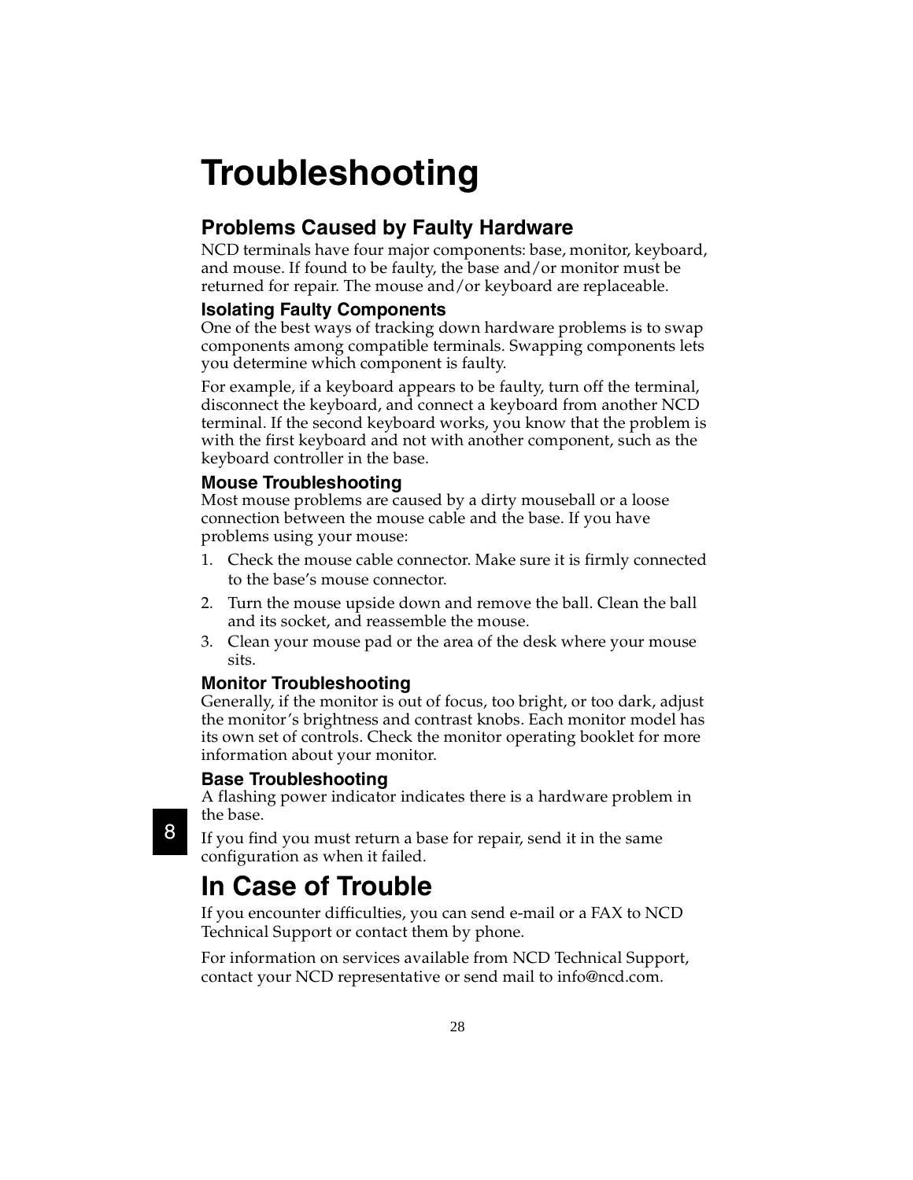# Troubleshooting

## Problems Caused by Faulty Hardware

NCD terminals have four major components: base, monitor, keyboard, and mouse. If found to be faulty, the base and/or monitor must be returned for repair. The mouse and/or keyboard are replaceable.

### Isolating Faulty Components

One of the best ways of tracking down hardware problems is to swap components among compatible terminals. Swapping components lets you determine which component is faulty.

For example, if a keyboard appears to be faulty, turn off the terminal, disconnect the keyboard, and connect a keyboard from another NCD terminal. If the second keyboard works, you know that the problem is with the first keyboard and not with another component, such as the keyboard controller in the base.

### Mouse Troubleshooting

Most mouse problems are caused by a dirty mouseball or a loose connection between the mouse cable and the base. If you have problems using your mouse:

1. Check the mouse cable connector. Make sure it is firmly connected to the base's mouse connector.
2. Turn the mouse upside down and remove the ball. Clean the ball and its socket, and reassemble the mouse.
3. Clean your mouse pad or the area of the desk where your mouse sits.

### Monitor Troubleshooting

Generally, if the monitor is out of focus, too bright, or too dark, adjust the monitor's brightness and contrast knobs. Each monitor model has its own set of controls. Check the monitor operating booklet for more information about your monitor.

### Base Troubleshooting

A flashing power indicator indicates there is a hardware problem in the base.

If you find you must return a base for repair, send it in the same configuration as when it failed.

# In Case of Trouble

If you encounter difficulties, you can send e-mail or a FAX to NCD Technical Support or contact them by phone.

For information on services available from NCD Technical Support, contact your NCD representative or send mail to info@ncd.com.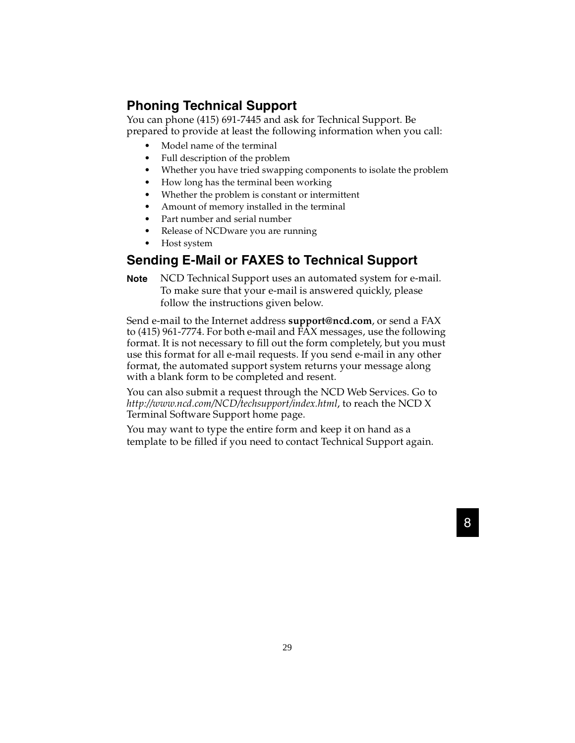## Phoning Technical Support

You can phone (415) 691-7445 and ask for Technical Support. Be prepared to provide at least the following information when you call:

- Model name of the terminal
- Full description of the problem
- Whether you have tried swapping components to isolate the problem
- How long has the terminal been working
- Whether the problem is constant or intermittent
- Amount of memory installed in the terminal
- Part number and serial number
- Release of NCDware you are running
- Host system

## Sending E-Mail or FAXES to Technical Support

**Note** NCD Technical Support uses an automated system for e-mail. To make sure that your e-mail is answered quickly, please follow the instructions given below.

Send e-mail to the Internet address **support@ncd.com**, or send a FAX to (415) 961-7774. For both e-mail and FAX messages, use the following format. It is not necessary to fill out the form completely, but you must use this format for all e-mail requests. If you send e-mail in any other format, the automated support system returns your message along with a blank form to be completed and resent.

You can also submit a request through the NCD Web Services. Go to *http://www.ncd.com/NCD/techsupport/index.html*, to reach the NCD X Terminal Software Support home page.

You may want to type the entire form and keep it on hand as a template to be filled if you need to contact Technical Support again.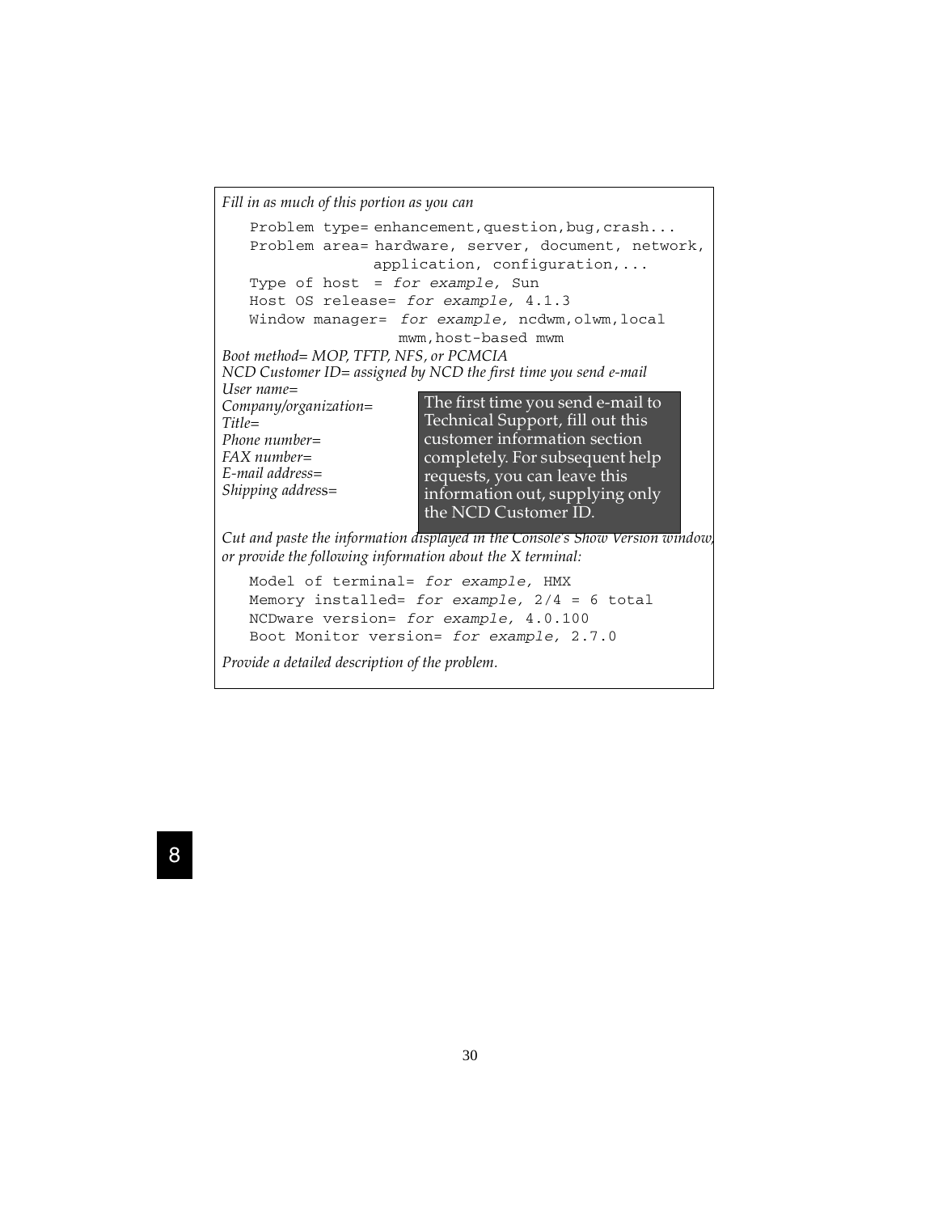*Fill in as much of this portion as you can*

```
Problem type= enhancement,question,bug,crash...
Problem area= hardware, server, document, network,
              application, configuration,...
Type of host  = for example, Sun
Host OS release= for example, 4.1.3
Window manager=  for example, ncdwm,olwm,local
                mwm,host-based mwm
```

*Boot method= MOP, TFTP, NFS, or PCMCIA*
*NCD Customer ID= assigned by NCD the first time you send e-mail*
*User name=*
*Company/organization=*
*Title=*
*Phone number=*
*FAX number=*
*E-mail address=*
*Shipping address=*

The first time you send e-mail to Technical Support, fill out this customer information section completely. For subsequent help requests, you can leave this information out, supplying only the NCD Customer ID.

*Cut and paste the information displayed in the Console's Show Version window, or provide the following information about the X terminal:*

```
Model of terminal= for example, HMX
Memory installed= for example, 2/4 = 6 total
NCDware version= for example, 4.0.100
Boot Monitor version= for example, 2.7.0
```

*Provide a detailed description of the problem.*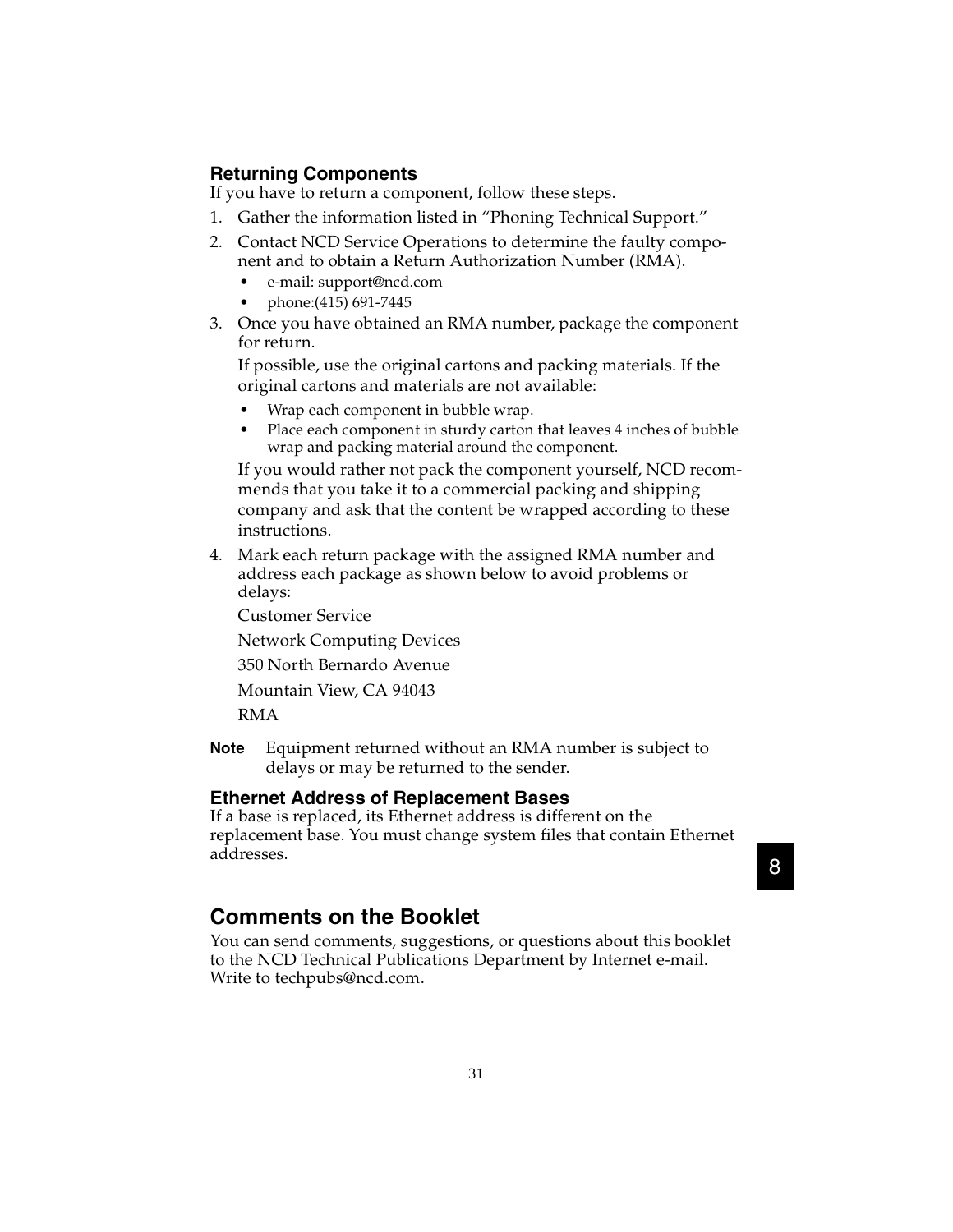### Returning Components

If you have to return a component, follow these steps.

1. Gather the information listed in “Phoning Technical Support.”
2. Contact NCD Service Operations to determine the faulty component and to obtain a Return Authorization Number (RMA).
   - e-mail: support@ncd.com
   - phone:(415) 691-7445
3. Once you have obtained an RMA number, package the component for return.

   If possible, use the original cartons and packing materials. If the original cartons and materials are not available:

   - Wrap each component in bubble wrap.
   - Place each component in sturdy carton that leaves 4 inches of bubble wrap and packing material around the component.

   If you would rather not pack the component yourself, NCD recommends that you take it to a commercial packing and shipping company and ask that the content be wrapped according to these instructions.

4. Mark each return package with the assigned RMA number and address each package as shown below to avoid problems or delays:

   Customer Service

   Network Computing Devices

   350 North Bernardo Avenue

   Mountain View, CA 94043

   RMA

**Note** Equipment returned without an RMA number is subject to delays or may be returned to the sender.

### Ethernet Address of Replacement Bases

If a base is replaced, its Ethernet address is different on the replacement base. You must change system files that contain Ethernet addresses.

## Comments on the Booklet

You can send comments, suggestions, or questions about this booklet to the NCD Technical Publications Department by Internet e-mail. Write to techpubs@ncd.com.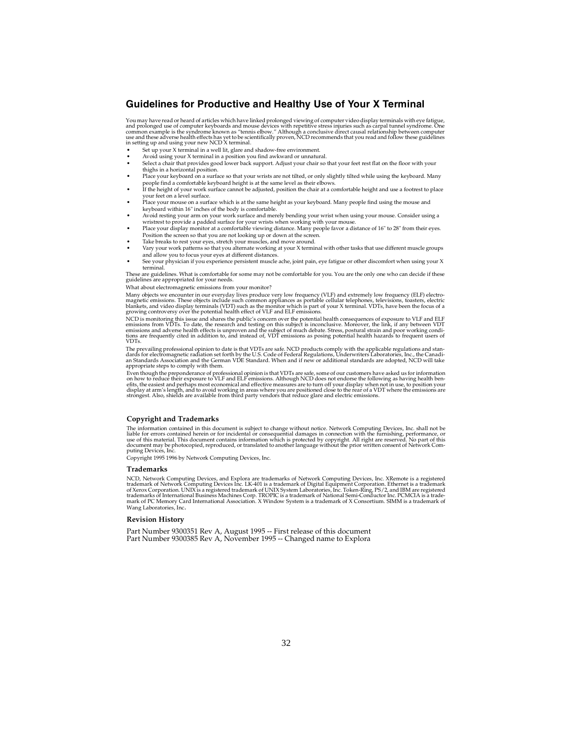# Guidelines for Productive and Healthy Use of Your X Terminal

You may have read or heard of articles which have linked prolonged viewing of computer video display terminals with eye fatigue, and prolonged use of computer keyboards and mouse devices with repetitive stress injuries such as carpal tunnel syndrome. One common example is the syndrome known as "tennis elbow." Although a conclusive direct causal relationship between computer use and these adverse health effects has yet to be scientifically proven, NCD recommends that you read and follow these guidelines in setting up and using your new NCD X terminal.

- Set up your X terminal in a well lit, glare and shadow-free environment.
- Avoid using your X terminal in a position you find awkward or unnatural.
- Select a chair that provides good lower back support. Adjust your chair so that your feet rest flat on the floor with your thighs in a horizontal position.
- Place your keyboard on a surface so that your wrists are not tilted, or only slightly tilted while using the keyboard. Many people find a comfortable keyboard height is at the same level as their elbows.
- If the height of your work surface cannot be adjusted, position the chair at a comfortable height and use a footrest to place your feet on a level surface.
- Place your mouse on a surface which is at the same height as your keyboard. Many people find using the mouse and keyboard within 16" inches of the body is comfortable.
- Avoid resting your arm on your work surface and merely bending your wrist when using your mouse. Consider using a wristrest to provide a padded surface for your wrists when working with your mouse.
- Place your display monitor at a comfortable viewing distance. Many people favor a distance of 16" to 28" from their eyes. Position the screen so that you are not looking up or down at the screen.
- Take breaks to rest your eyes, stretch your muscles, and move around.
- Vary your work patterns so that you alternate working at your X terminal with other tasks that use different muscle groups and allow you to focus your eyes at different distances.
- See your physician if you experience persistent muscle ache, joint pain, eye fatigue or other discomfort when using your X terminal.

These are guidelines. What is comfortable for some may not be comfortable for you. You are the only one who can decide if these guidelines are appropriated for your needs.

What about electromagnetic emissions from your monitor?

Many objects we encounter in our everyday lives produce very low frequency (VLF) and extremely low frequency (ELF) electromagnetic emissions. These objects include such common appliances as portable cellular telephones, televisions, toasters, electric blankets, and video display terminals (VDT) such as the monitor which is part of your X terminal. VDTs, have been the focus of a growing controversy over the potential health effect of VLF and ELF emissions.

NCD is monitoring this issue and shares the public's concern over the potential health consequences of exposure to VLF and ELF emissions from VDTs. To date, the research and testing on this subject is inconclusive. Moreover, the link, if any between VDT emissions and adverse health effects is unproven and the subject of much debate. Stress, postural strain and poor working conditions are frequently cited in addition to, and instead of, VDT emissions as posing potential health hazards to frequent users of VDTs.

The prevailing professional opinion to date is that VDTs are safe. NCD products comply with the applicable regulations and standards for electromagnetic radiation set forth by the U.S. Code of Federal Regulations, Underwriters Laboratories, Inc., the Canadian Standards Association and the German VDE Standard. When and if new or additional standards are adopted, NCD will take appropriate steps to comply with them.

Even though the preponderance of professional opinion is that VDTs are safe, some of our customers have asked us for information on how to reduce their exposure to VLF and ELF emissions. Although NCD does not endorse the following as having health benefits, the easiest and perhaps most economical and effective measures are to turn off your display when not in use, to position your display at arm's length, and to avoid working in areas where you are positioned close to the rear of a VDT where the emissions are strongest. Also, shields are available from third party vendors that reduce glare and electric emissions.

### Copyright and Trademarks

The information contained in this document is subject to change without notice. Network Computing Devices, Inc. shall not be liable for errors contained herein or for incidental or consequential damages in connection with the furnishing, performance, or use of this material. This document contains information which is protected by copyright. All right are reserved. No part of this document may be photocopied, reproduced, or translated to another language without the prior written consent of Network Computing Devices, Inc.

Copyright 1995 1996 by Network Computing Devices, Inc.

### Trademarks

NCD, Network Computing Devices, and Explora are trademarks of Network Computing Devices, Inc. XRemote is a registered trademark of Network Computing Devices Inc. LK-401 is a trademark of Digital Equipment Corporation. Ethernet is a trademark of Xerox Corporation. UNIX is a registered trademark of UNIX System Laboratories, Inc. Token-Ring, PS/2, and IBM are registered trademarks of International Business Machines Corp. TROPIC is a trademark of National Semi-Conductor Inc. PCMCIA is a trademark of PC Memory Card International Association. X Window System is a trademark of X Consortium. SIMM is a trademark of Wang Laboratories, Inc.

### Revision History

Part Number 9300351 Rev A, August 1995 -- First release of this document
Part Number 9300385 Rev A, November 1995 -- Changed name to Explora